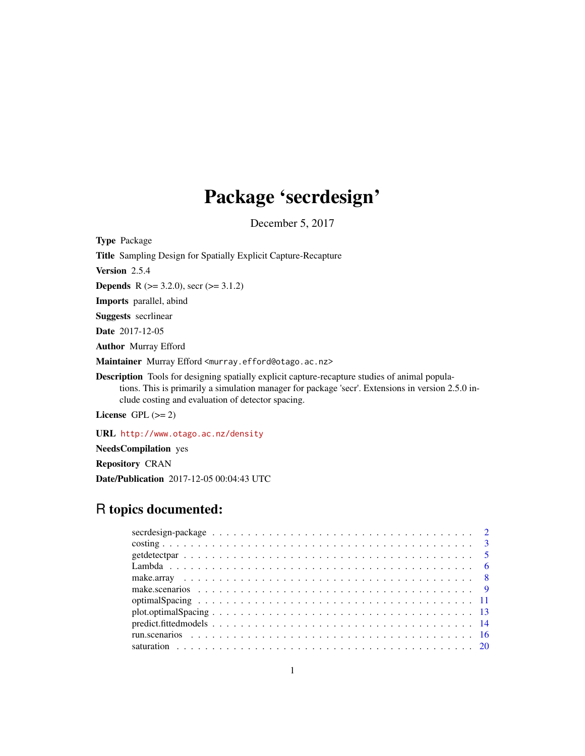# Package 'secrdesign'

December 5, 2017

**Type** Package

**Title** Sampling Design for Spatially Explicit Capture-Recapture

**Version** 2.5.4

**Depends** R (>= 3.2.0), secr (>= 3.1.2)

**Imports** parallel, abind

**Suggests** secrlinear

**Date** 2017-12-05

**Author** Murray Efford

**Maintainer** Murray Efford <murray.efford@otago.ac.nz>

**Description** Tools for designing spatially explicit capture-recapture studies of animal populations. This is primarily a simulation manager for package 'secr'. Extensions in version 2.5.0 include costing and evaluation of detector spacing.

**License** GPL (>= 2)

**URL** http://www.otago.ac.nz/density

**NeedsCompilation** yes

**Repository** CRAN

**Date/Publication** 2017-12-05 00:04:43 UTC

## R topics documented:

- secrdesign-package . . . . . . . . . . . . . . . . . . . . . . . . . . . . . . . . . . . . 2
- costing . . . . . . . . . . . . . . . . . . . . . . . . . . . . . . . . . . . . . . . . . . . . 3
- getdetectpar . . . . . . . . . . . . . . . . . . . . . . . . . . . . . . . . . . . . . . . . . 5
- Lambda . . . . . . . . . . . . . . . . . . . . . . . . . . . . . . . . . . . . . . . . . . . . 6
- make.array . . . . . . . . . . . . . . . . . . . . . . . . . . . . . . . . . . . . . . . . . . 8
- make.scenarios . . . . . . . . . . . . . . . . . . . . . . . . . . . . . . . . . . . . . . . 9
- optimalSpacing . . . . . . . . . . . . . . . . . . . . . . . . . . . . . . . . . . . . . . . 11
- plot.optimalSpacing . . . . . . . . . . . . . . . . . . . . . . . . . . . . . . . . . . . . 13
- predict.fittedmodels . . . . . . . . . . . . . . . . . . . . . . . . . . . . . . . . . . . . 14
- run.scenarios . . . . . . . . . . . . . . . . . . . . . . . . . . . . . . . . . . . . . . . . 16
- saturation . . . . . . . . . . . . . . . . . . . . . . . . . . . . . . . . . . . . . . . . . . 20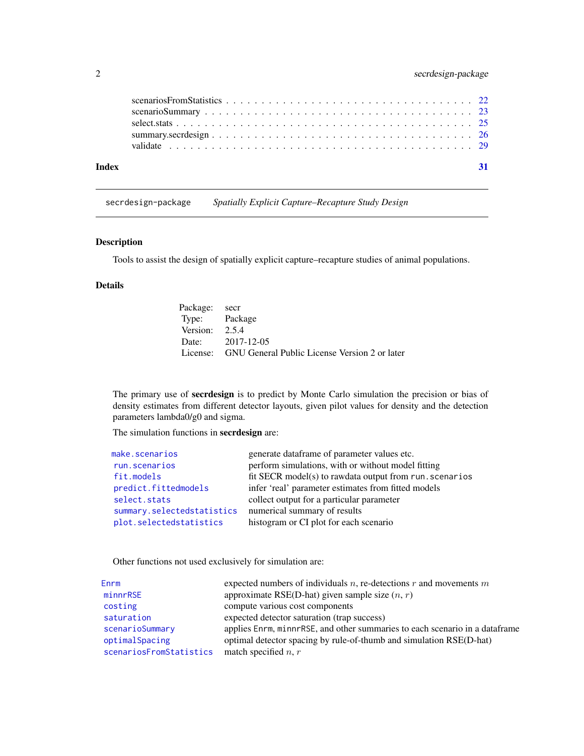| | |
|---|---|
| scenariosFromStatistics | 22 |
| scenarioSummary | 23 |
| select.stats | 25 |
| summary.secrdesign | 26 |
| validate | 29 |

**Index** **31**

---

`secrdesign-package` *Spatially Explicit Capture–Recapture Study Design*

---

### Description

Tools to assist the design of spatially explicit capture–recapture studies of animal populations.

### Details

| | |
|---|---|
| Package: | secr |
| Type: | Package |
| Version: | 2.5.4 |
| Date: | 2017-12-05 |
| License: | GNU General Public License Version 2 or later |

The primary use of **secrdesign** is to predict by Monte Carlo simulation the precision or bias of density estimates from different detector layouts, given pilot values for density and the detection parameters lambda0/g0 and sigma.

The simulation functions in **secrdesign** are:

| | |
|---|---|
| `make.scenarios` | generate dataframe of parameter values etc. |
| `run.scenarios` | perform simulations, with or without model fitting |
| `fit.models` | fit SECR model(s) to rawdata output from `run.scenarios` |
| `predict.fittedmodels` | infer 'real' parameter estimates from fitted models |
| `select.stats` | collect output for a particular parameter |
| `summary.selectedstatistics` | numerical summary of results |
| `plot.selectedstatistics` | histogram or CI plot for each scenario |

Other functions not used exclusively for simulation are:

| | |
|---|---|
| `Enrm` | expected numbers of individuals $n$, re-detections $r$ and movements $m$ |
| `minnrRSE` | approximate RSE(D-hat) given sample size ($n$, $r$) |
| `costing` | compute various cost components |
| `saturation` | expected detector saturation (trap success) |
| `scenarioSummary` | applies `Enrm`, `minnrRSE`, and other summaries to each scenario in a dataframe |
| `optimalSpacing` | optimal detector spacing by rule-of-thumb and simulation RSE(D-hat) |
| `scenariosFromStatistics` | match specified $n$, $r$ |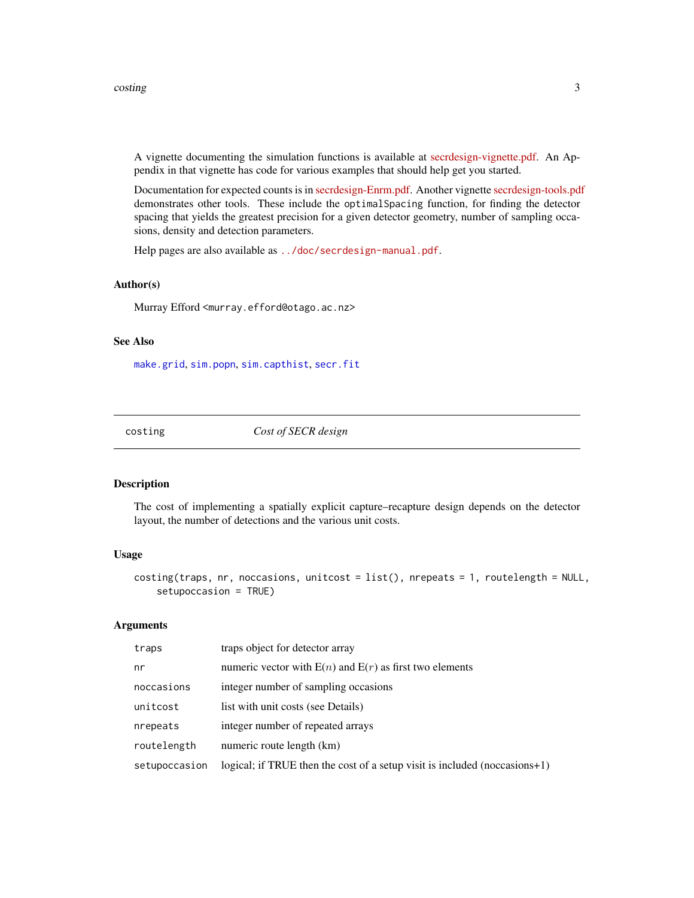A vignette documenting the simulation functions is available at secrdesign-vignette.pdf. An Appendix in that vignette has code for various examples that should help get you started.

Documentation for expected counts is in secrdesign-Enrm.pdf. Another vignette secrdesign-tools.pdf demonstrates other tools. These include the `optimalSpacing` function, for finding the detector spacing that yields the greatest precision for a given detector geometry, number of sampling occasions, density and detection parameters.

Help pages are also available as `../doc/secrdesign-manual.pdf`.

### Author(s)

Murray Efford <murray.efford@otago.ac.nz>

### See Also

`make.grid`, `sim.popn`, `sim.capthist`, `secr.fit`

---

## costing — *Cost of SECR design*

---

### Description

The cost of implementing a spatially explicit capture–recapture design depends on the detector layout, the number of detections and the various unit costs.

### Usage

```
costing(traps, nr, noccasions, unitcost = list(), nrepeats = 1, routelength = NULL,
    setupoccasion = TRUE)
```

### Arguments

| | |
|---|---|
| `traps` | traps object for detector array |
| `nr` | numeric vector with E($n$) and E($r$) as first two elements |
| `noccasions` | integer number of sampling occasions |
| `unitcost` | list with unit costs (see Details) |
| `nrepeats` | integer number of repeated arrays |
| `routelength` | numeric route length (km) |
| `setupoccasion` | logical; if TRUE then the cost of a setup visit is included (noccasions+1) |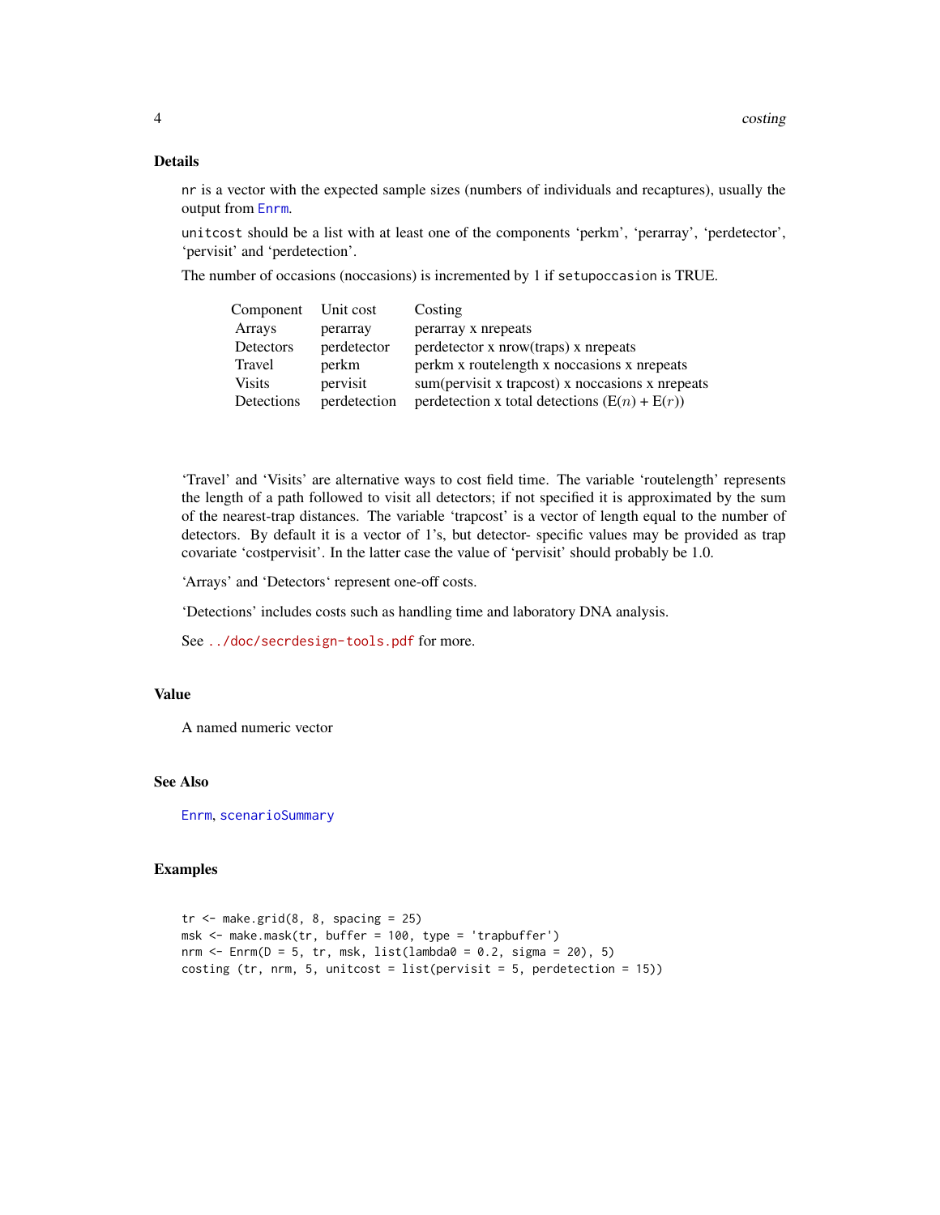## Details

`nr` is a vector with the expected sample sizes (numbers of individuals and recaptures), usually the output from `Enrm`.

`unitcost` should be a list with at least one of the components 'perkm', 'perarray', 'perdetector', 'pervisit' and 'perdetection'.

The number of occasions (noccasions) is incremented by 1 if `setupoccasion` is TRUE.

| Component | Unit cost | Costing |
|---|---|---|
| Arrays | perarray | perarray x nrepeats |
| Detectors | perdetector | perdetector x nrow(traps) x nrepeats |
| Travel | perkm | perkm x routelength x noccasions x nrepeats |
| Visits | pervisit | sum(pervisit x trapcost) x noccasions x nrepeats |
| Detections | perdetection | perdetection x total detections ($\mathrm{E}(n) + \mathrm{E}(r)$) |

'Travel' and 'Visits' are alternative ways to cost field time. The variable 'routelength' represents the length of a path followed to visit all detectors; if not specified it is approximated by the sum of the nearest-trap distances. The variable 'trapcost' is a vector of length equal to the number of detectors. By default it is a vector of 1's, but detector- specific values may be provided as trap covariate 'costpervisit'. In the latter case the value of 'pervisit' should probably be 1.0.

'Arrays' and 'Detectors' represent one-off costs.

'Detections' includes costs such as handling time and laboratory DNA analysis.

See `../doc/secrdesign-tools.pdf` for more.

## Value

A named numeric vector

## See Also

`Enrm`, `scenarioSummary`

## Examples

```
tr <- make.grid(8, 8, spacing = 25)
msk <- make.mask(tr, buffer = 100, type = 'trapbuffer')
nrm <- Enrm(D = 5, tr, msk, list(lambda0 = 0.2, sigma = 20), 5)
costing (tr, nrm, 5, unitcost = list(pervisit = 5, perdetection = 15))
```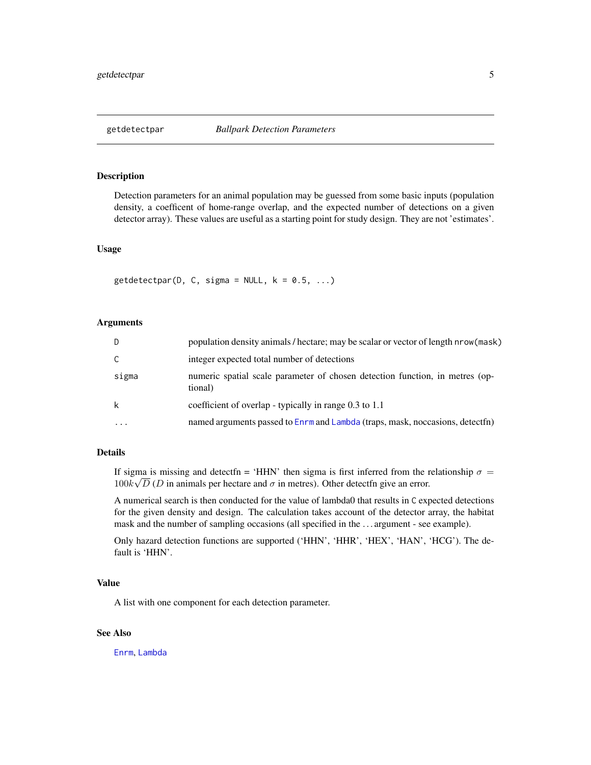## getdetectpar *Ballpark Detection Parameters*

### Description

Detection parameters for an animal population may be guessed from some basic inputs (population density, a coefficent of home-range overlap, and the expected number of detections on a given detector array). These values are useful as a starting point for study design. They are not 'estimates'.

### Usage

```
getdetectpar(D, C, sigma = NULL, k = 0.5, ...)
```

### Arguments

| | |
|---|---|
| D | population density animals / hectare; may be scalar or vector of length `nrow(mask)` |
| C | integer expected total number of detections |
| sigma | numeric spatial scale parameter of chosen detection function, in metres (optional) |
| k | coefficient of overlap - typically in range 0.3 to 1.1 |
| ... | named arguments passed to `Enrm` and `Lambda` (traps, mask, noccasions, detectfn) |

### Details

If sigma is missing and detectfn = 'HHN' then sigma is first inferred from the relationship $\sigma = 100k\sqrt{D}$ ($D$ in animals per hectare and $\sigma$ in metres). Other detectfn give an error.

A numerical search is then conducted for the value of lambda0 that results in `C` expected detections for the given density and design. The calculation takes account of the detector array, the habitat mask and the number of sampling occasions (all specified in the ... argument - see example).

Only hazard detection functions are supported ('HHN', 'HHR', 'HEX', 'HAN', 'HCG'). The default is 'HHN'.

### Value

A list with one component for each detection parameter.

### See Also

`Enrm`, `Lambda`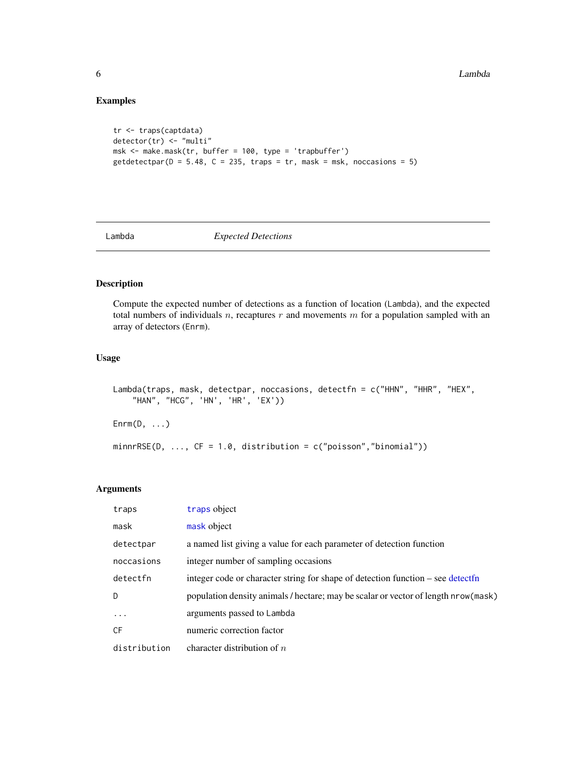## Examples

```
tr <- traps(captdata)
detector(tr) <- "multi"
msk <- make.mask(tr, buffer = 100, type = 'trapbuffer')
getdetectpar(D = 5.48, C = 235, traps = tr, mask = msk, noccasions = 5)
```

---

# Lambda — *Expected Detections*

## Description

Compute the expected number of detections as a function of location (Lambda), and the expected total numbers of individuals $n$, recaptures $r$ and movements $m$ for a population sampled with an array of detectors (Enrm).

## Usage

```
Lambda(traps, mask, detectpar, noccasions, detectfn = c("HHN", "HHR", "HEX",
    "HAN", "HCG", 'HN', 'HR', 'EX'))

Enrm(D, ...)

minnrRSE(D, ..., CF = 1.0, distribution = c("poisson","binomial"))
```

## Arguments

| | |
|---|---|
| traps | traps object |
| mask | mask object |
| detectpar | a named list giving a value for each parameter of detection function |
| noccasions | integer number of sampling occasions |
| detectfn | integer code or character string for shape of detection function – see detectfn |
| D | population density animals / hectare; may be scalar or vector of length nrow(mask) |
| ... | arguments passed to Lambda |
| CF | numeric correction factor |
| distribution | character distribution of $n$ |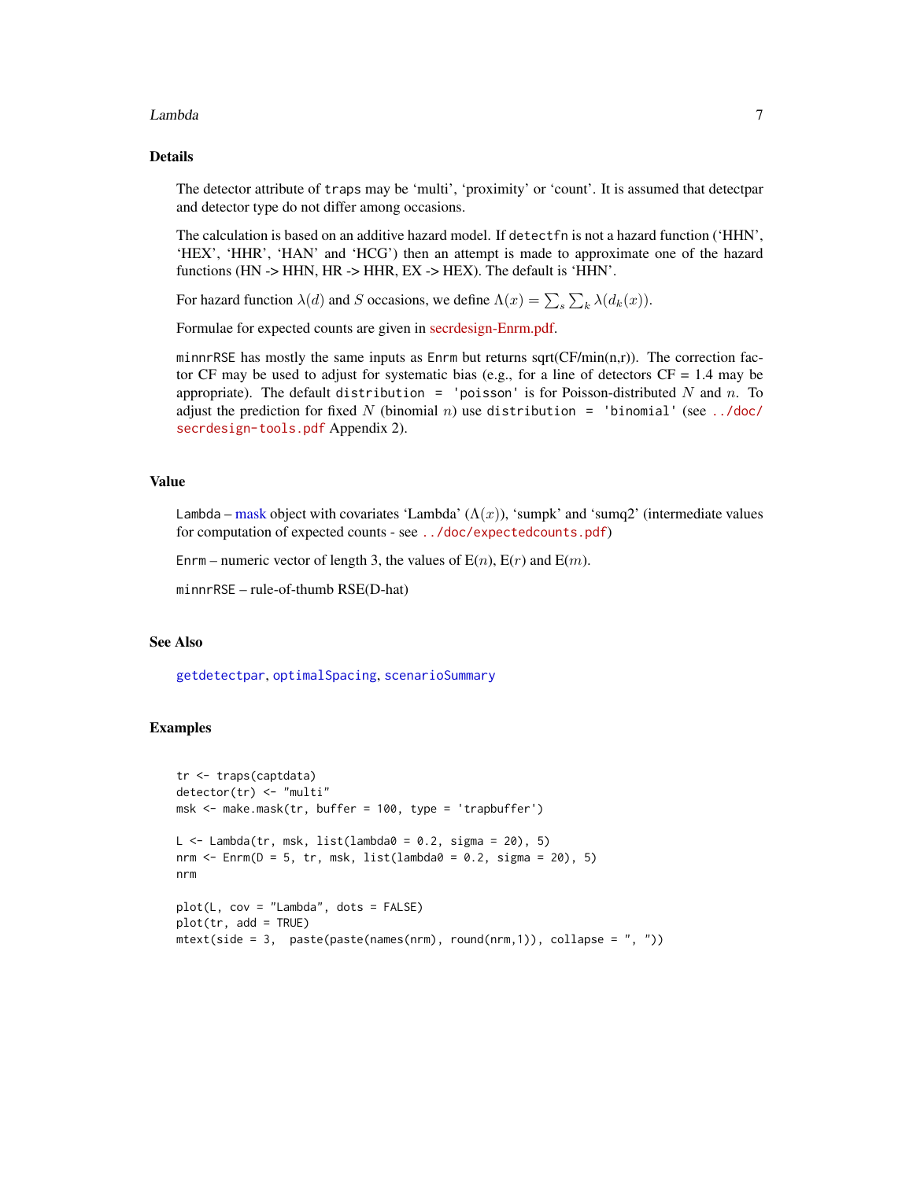## Details

The detector attribute of `traps` may be 'multi', 'proximity' or 'count'. It is assumed that detectpar and detector type do not differ among occasions.

The calculation is based on an additive hazard model. If `detectfn` is not a hazard function ('HHN', 'HEX', 'HHR', 'HAN' and 'HCG') then an attempt is made to approximate one of the hazard functions (HN -> HHN, HR -> HHR, EX -> HEX). The default is 'HHN'.

For hazard function $\lambda(d)$ and $S$ occasions, we define $\Lambda(x) = \sum_s \sum_k \lambda(d_k(x))$.

Formulae for expected counts are given in secrdesign-Enrm.pdf.

`minnrRSE` has mostly the same inputs as `Enrm` but returns sqrt(CF/min(n,r)). The correction factor CF may be used to adjust for systematic bias (e.g., for a line of detectors CF = 1.4 may be appropriate). The default `distribution = 'poisson'` is for Poisson-distributed $N$ and $n$. To adjust the prediction for fixed $N$ (binomial $n$) use `distribution = 'binomial'` (see `../doc/secrdesign-tools.pdf` Appendix 2).

## Value

`Lambda` – mask object with covariates 'Lambda' ($\Lambda(x)$), 'sumpk' and 'sumq2' (intermediate values for computation of expected counts - see `../doc/expectedcounts.pdf`)

`Enrm` – numeric vector of length 3, the values of E($n$), E($r$) and E($m$).

`minnrRSE` – rule-of-thumb RSE(D-hat)

## See Also

`getdetectpar`, `optimalSpacing`, `scenarioSummary`

## Examples

```
tr <- traps(captdata)
detector(tr) <- "multi"
msk <- make.mask(tr, buffer = 100, type = 'trapbuffer')

L <- Lambda(tr, msk, list(lambda0 = 0.2, sigma = 20), 5)
nrm <- Enrm(D = 5, tr, msk, list(lambda0 = 0.2, sigma = 20), 5)
nrm

plot(L, cov = "Lambda", dots = FALSE)
plot(tr, add = TRUE)
mtext(side = 3,  paste(paste(names(nrm), round(nrm,1)), collapse = ", "))
```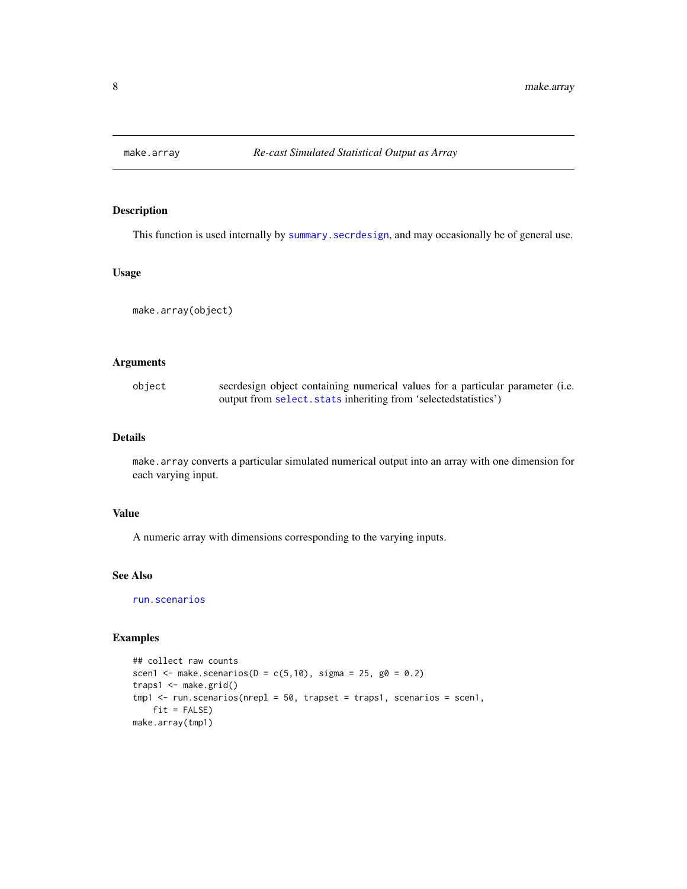# make.array — *Re-cast Simulated Statistical Output as Array*

## Description

This function is used internally by `summary.secrdesign`, and may occasionally be of general use.

## Usage

```
make.array(object)
```

## Arguments

| | |
|---|---|
| object | secrdesign object containing numerical values for a particular parameter (i.e. output from `select.stats` inheriting from 'selectedstatistics') |

## Details

`make.array` converts a particular simulated numerical output into an array with one dimension for each varying input.

## Value

A numeric array with dimensions corresponding to the varying inputs.

## See Also

`run.scenarios`

## Examples

```
## collect raw counts
scen1 <- make.scenarios(D = c(5,10), sigma = 25, g0 = 0.2)
traps1 <- make.grid()
tmp1 <- run.scenarios(nrepl = 50, trapset = traps1, scenarios = scen1,
    fit = FALSE)
make.array(tmp1)
```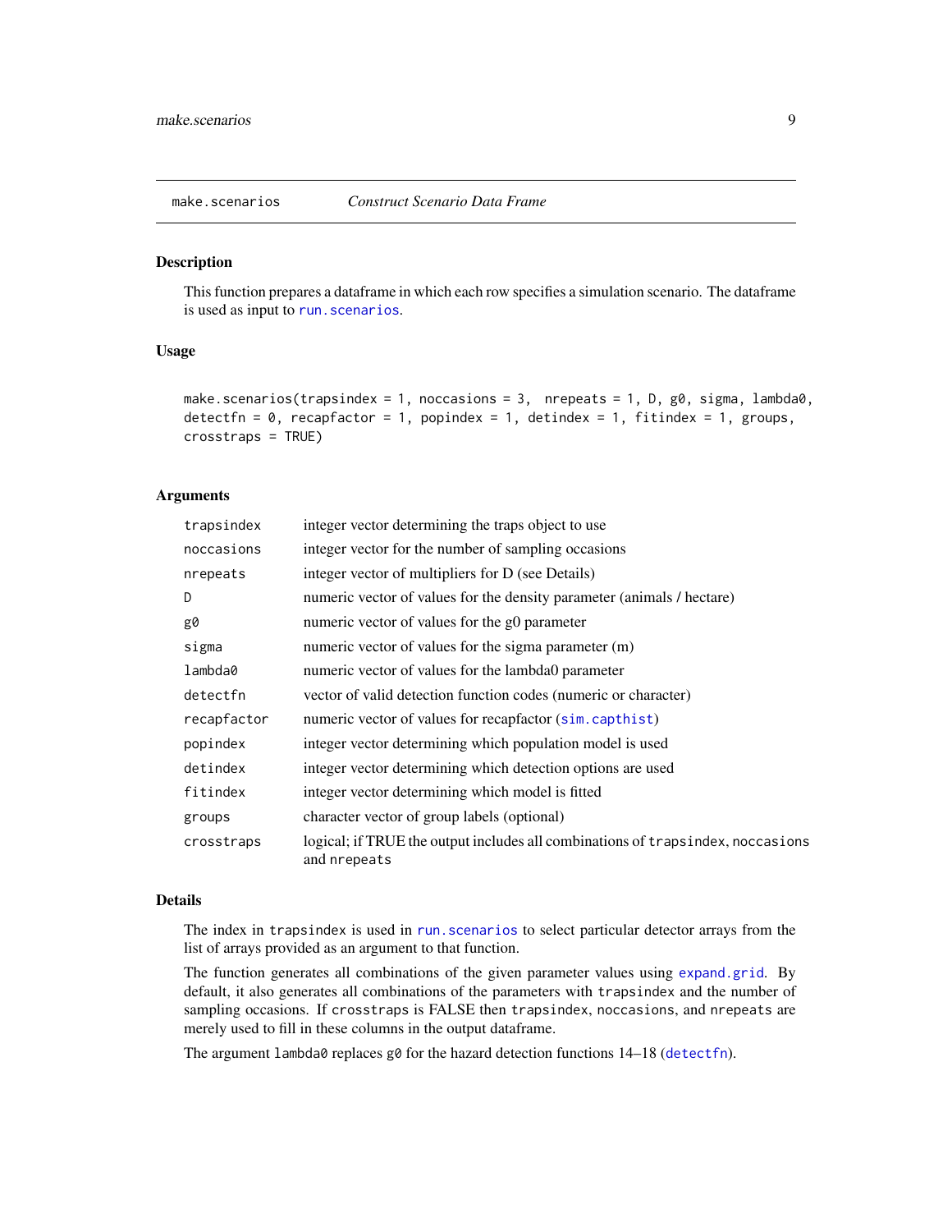make.scenarios    *Construct Scenario Data Frame*

## Description

This function prepares a dataframe in which each row specifies a simulation scenario. The dataframe is used as input to `run.scenarios`.

## Usage

```
make.scenarios(trapsindex = 1, noccasions = 3,  nrepeats = 1, D, g0, sigma, lambda0,
detectfn = 0, recapfactor = 1, popindex = 1, detindex = 1, fitindex = 1, groups,
crosstraps = TRUE)
```

## Arguments

| | |
|---|---|
| `trapsindex` | integer vector determining the traps object to use |
| `noccasions` | integer vector for the number of sampling occasions |
| `nrepeats` | integer vector of multipliers for D (see Details) |
| `D` | numeric vector of values for the density parameter (animals / hectare) |
| `g0` | numeric vector of values for the g0 parameter |
| `sigma` | numeric vector of values for the sigma parameter (m) |
| `lambda0` | numeric vector of values for the lambda0 parameter |
| `detectfn` | vector of valid detection function codes (numeric or character) |
| `recapfactor` | numeric vector of values for recapfactor (`sim.capthist`) |
| `popindex` | integer vector determining which population model is used |
| `detindex` | integer vector determining which detection options are used |
| `fitindex` | integer vector determining which model is fitted |
| `groups` | character vector of group labels (optional) |
| `crosstraps` | logical; if TRUE the output includes all combinations of `trapsindex`, `noccasions` and `nrepeats` |

## Details

The index in `trapsindex` is used in `run.scenarios` to select particular detector arrays from the list of arrays provided as an argument to that function.

The function generates all combinations of the given parameter values using `expand.grid`. By default, it also generates all combinations of the parameters with `trapsindex` and the number of sampling occasions. If `crosstraps` is FALSE then `trapsindex`, `noccasions`, and `nrepeats` are merely used to fill in these columns in the output dataframe.

The argument `lambda0` replaces `g0` for the hazard detection functions 14–18 (`detectfn`).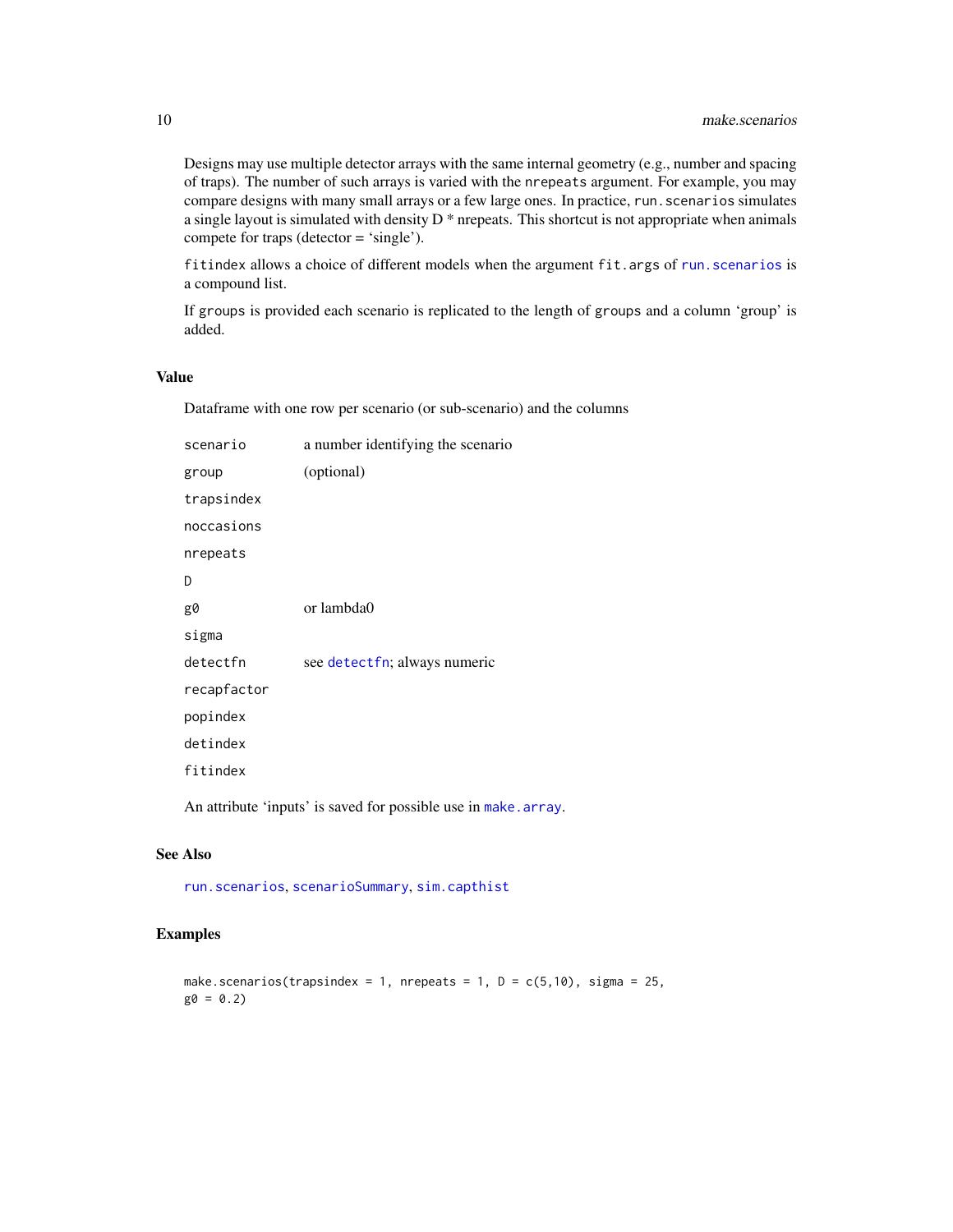Designs may use multiple detector arrays with the same internal geometry (e.g., number and spacing of traps). The number of such arrays is varied with the `nrepeats` argument. For example, you may compare designs with many small arrays or a few large ones. In practice, `run.scenarios` simulates a single layout is simulated with density D * nrepeats. This shortcut is not appropriate when animals compete for traps (detector = 'single').

`fitindex` allows a choice of different models when the argument `fit.args` of `run.scenarios` is a compound list.

If `groups` is provided each scenario is replicated to the length of `groups` and a column 'group' is added.

## Value

Dataframe with one row per scenario (or sub-scenario) and the columns

| | |
|---|---|
| `scenario` | a number identifying the scenario |
| `group` | (optional) |
| `trapsindex` | |
| `noccasions` | |
| `nrepeats` | |
| `D` | |
| `g0` | or lambda0 |
| `sigma` | |
| `detectfn` | see `detectfn`; always numeric |
| `recapfactor` | |
| `popindex` | |
| `detindex` | |
| `fitindex` | |

An attribute 'inputs' is saved for possible use in `make.array`.

## See Also

`run.scenarios`, `scenarioSummary`, `sim.capthist`

## Examples

```
make.scenarios(trapsindex = 1, nrepeats = 1, D = c(5,10), sigma = 25,
g0 = 0.2)
```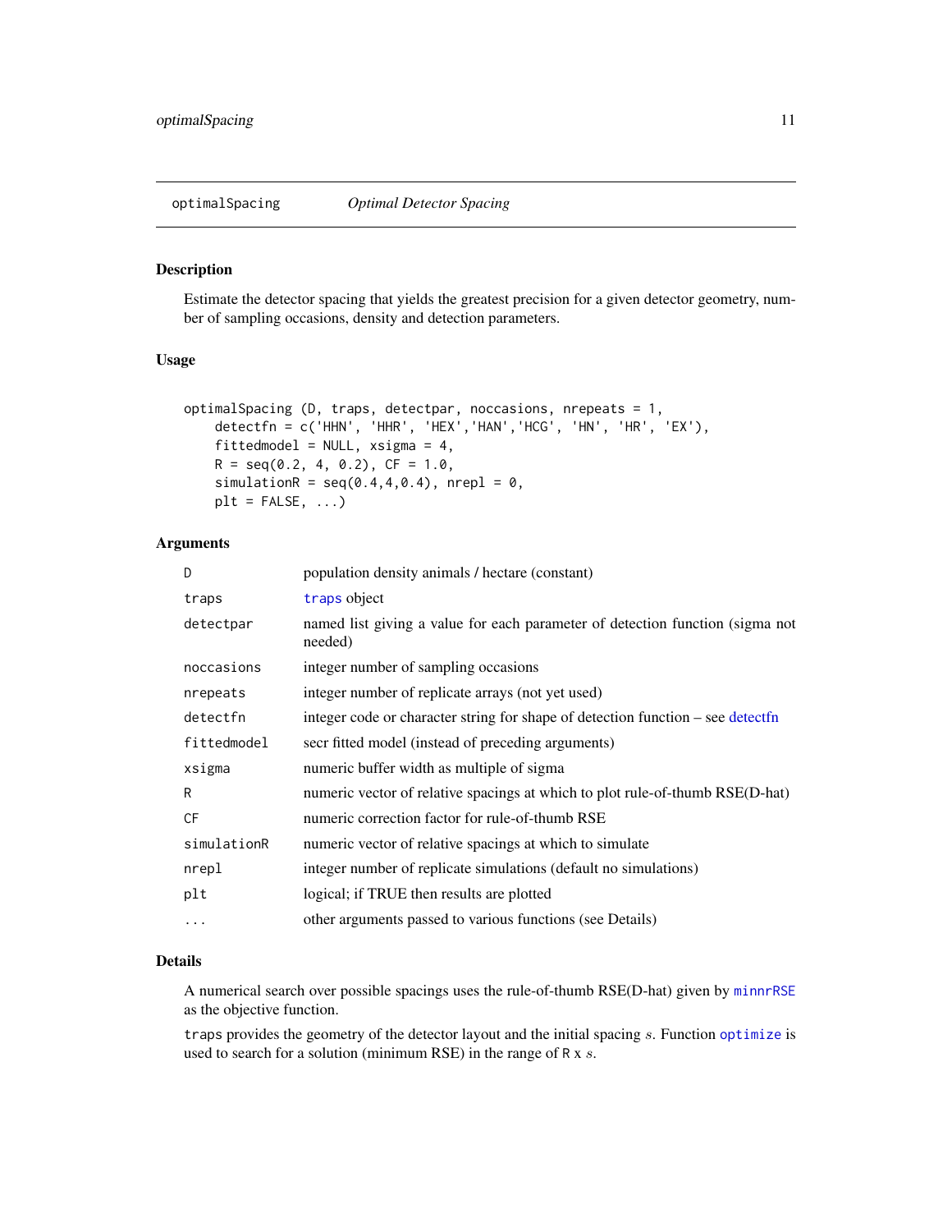## optimalSpacing &nbsp;&nbsp;&nbsp;&nbsp; *Optimal Detector Spacing*

### Description

Estimate the detector spacing that yields the greatest precision for a given detector geometry, number of sampling occasions, density and detection parameters.

### Usage

```
optimalSpacing (D, traps, detectpar, noccasions, nrepeats = 1,
    detectfn = c('HHN', 'HHR', 'HEX','HAN','HCG', 'HN', 'HR', 'EX'),
    fittedmodel = NULL, xsigma = 4,
    R = seq(0.2, 4, 0.2), CF = 1.0,
    simulationR = seq(0.4,4,0.4), nrepl = 0,
    plt = FALSE, ...)
```

### Arguments

| | |
|---|---|
| `D` | population density animals / hectare (constant) |
| `traps` | `traps` object |
| `detectpar` | named list giving a value for each parameter of detection function (sigma not needed) |
| `noccasions` | integer number of sampling occasions |
| `nrepeats` | integer number of replicate arrays (not yet used) |
| `detectfn` | integer code or character string for shape of detection function – see detectfn |
| `fittedmodel` | secr fitted model (instead of preceding arguments) |
| `xsigma` | numeric buffer width as multiple of sigma |
| `R` | numeric vector of relative spacings at which to plot rule-of-thumb RSE(D-hat) |
| `CF` | numeric correction factor for rule-of-thumb RSE |
| `simulationR` | numeric vector of relative spacings at which to simulate |
| `nrepl` | integer number of replicate simulations (default no simulations) |
| `plt` | logical; if TRUE then results are plotted |
| `...` | other arguments passed to various functions (see Details) |

### Details

A numerical search over possible spacings uses the rule-of-thumb RSE(D-hat) given by `minnrRSE` as the objective function.

`traps` provides the geometry of the detector layout and the initial spacing $s$. Function `optimize` is used to search for a solution (minimum RSE) in the range of `R` x $s$.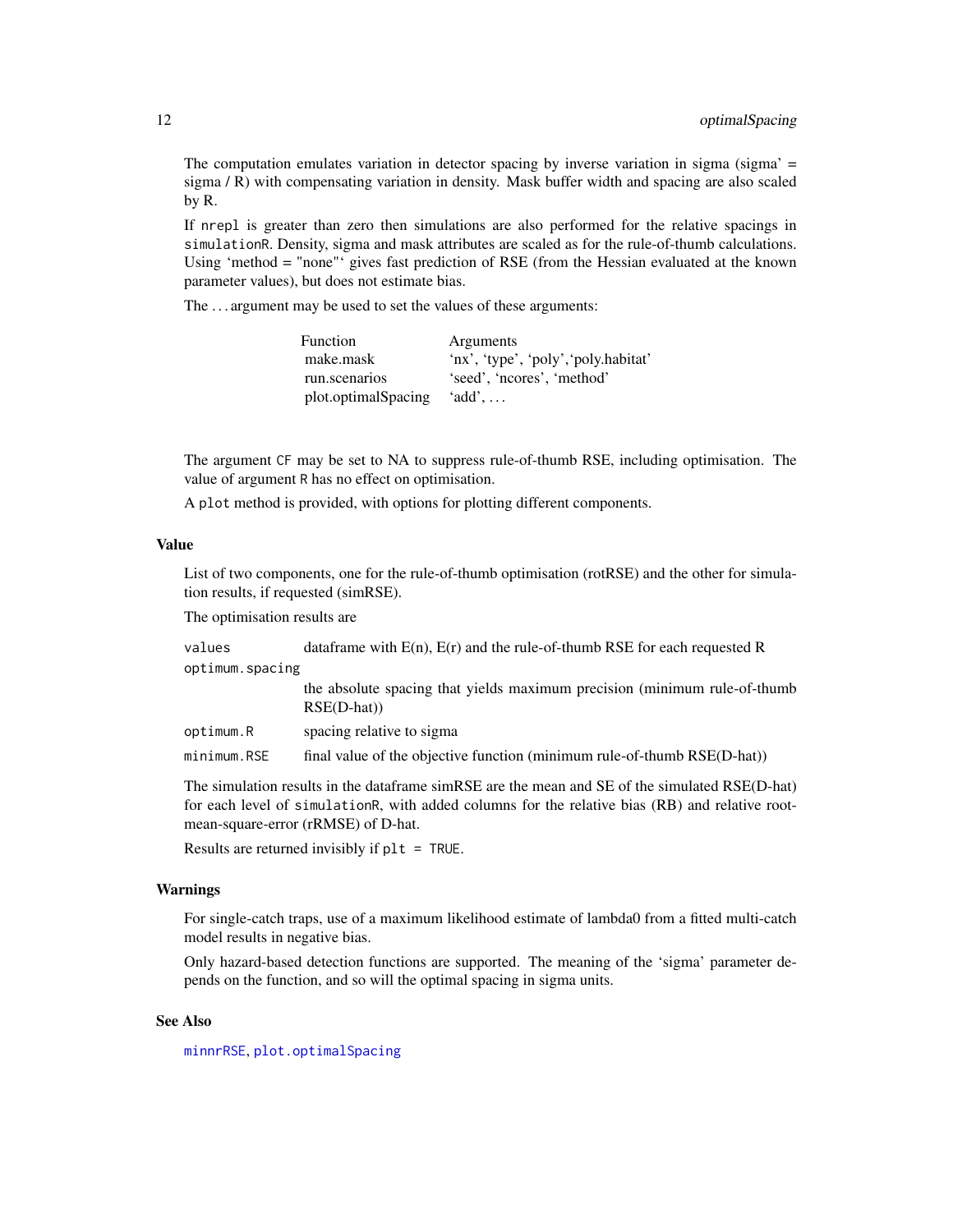The computation emulates variation in detector spacing by inverse variation in sigma (sigma' = sigma / R) with compensating variation in density. Mask buffer width and spacing are also scaled by R.

If `nrepl` is greater than zero then simulations are also performed for the relative spacings in `simulationR`. Density, sigma and mask attributes are scaled as for the rule-of-thumb calculations. Using 'method = "none"' gives fast prediction of RSE (from the Hessian evaluated at the known parameter values), but does not estimate bias.

The … argument may be used to set the values of these arguments:

| Function | Arguments |
|---|---|
| make.mask | 'nx', 'type', 'poly','poly.habitat' |
| run.scenarios | 'seed', 'ncores', 'method' |
| plot.optimalSpacing | 'add', … |

The argument `CF` may be set to NA to suppress rule-of-thumb RSE, including optimisation. The value of argument `R` has no effect on optimisation.

A `plot` method is provided, with options for plotting different components.

### Value

List of two components, one for the rule-of-thumb optimisation (rotRSE) and the other for simulation results, if requested (simRSE).

The optimisation results are

| | |
|---|---|
| `values` | dataframe with E(n), E(r) and the rule-of-thumb RSE for each requested R |
| `optimum.spacing` | the absolute spacing that yields maximum precision (minimum rule-of-thumb RSE(D-hat)) |
| `optimum.R` | spacing relative to sigma |
| `minimum.RSE` | final value of the objective function (minimum rule-of-thumb RSE(D-hat)) |

The simulation results in the dataframe simRSE are the mean and SE of the simulated RSE(D-hat) for each level of `simulationR`, with added columns for the relative bias (RB) and relative root-mean-square-error (rRMSE) of D-hat.

Results are returned invisibly if `plt = TRUE`.

### Warnings

For single-catch traps, use of a maximum likelihood estimate of lambda0 from a fitted multi-catch model results in negative bias.

Only hazard-based detection functions are supported. The meaning of the 'sigma' parameter depends on the function, and so will the optimal spacing in sigma units.

### See Also

`minnrRSE`, `plot.optimalSpacing`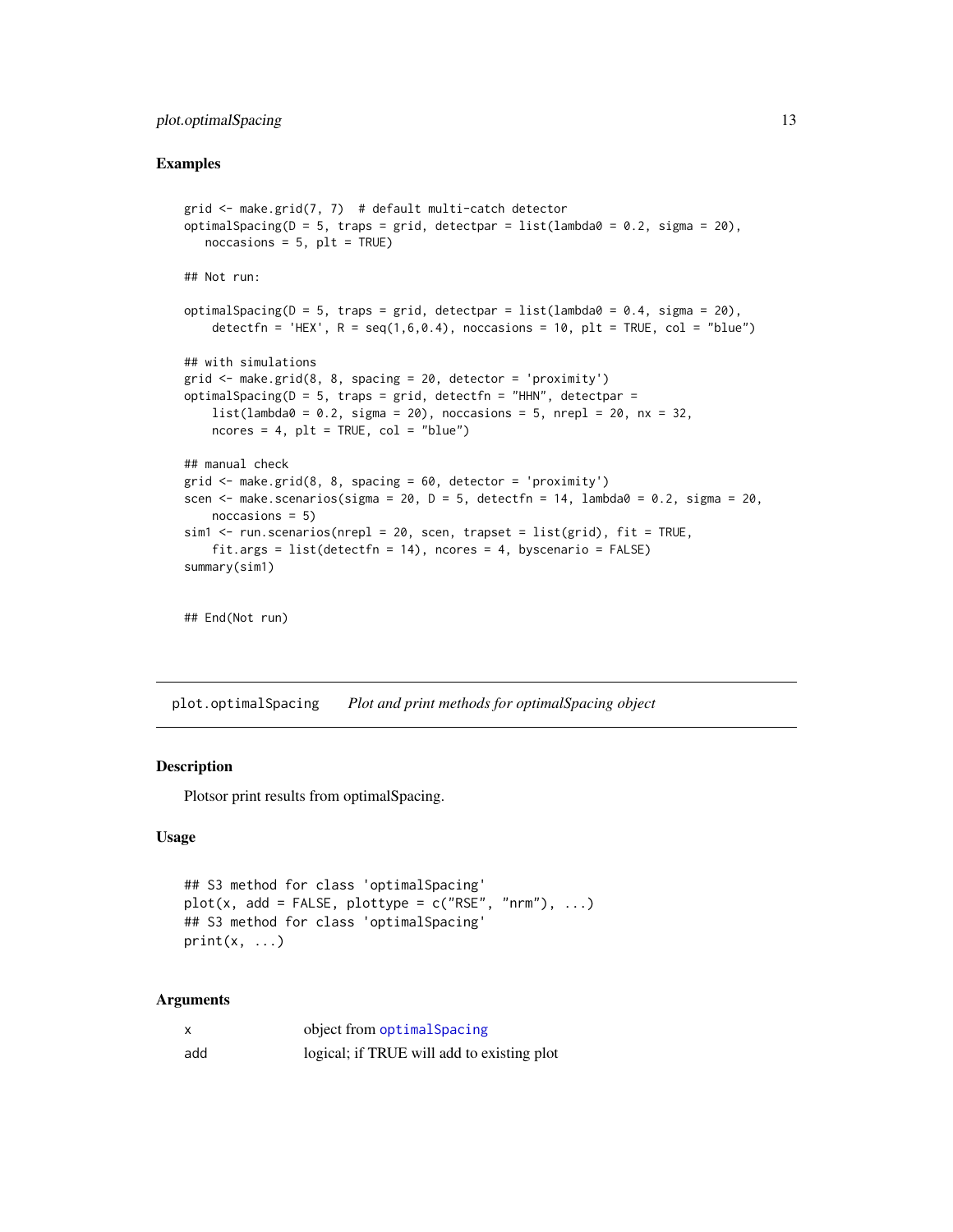### Examples

```
grid <- make.grid(7, 7)  # default multi-catch detector
optimalSpacing(D = 5, traps = grid, detectpar = list(lambda0 = 0.2, sigma = 20),
   noccasions = 5, plt = TRUE)

## Not run:

optimalSpacing(D = 5, traps = grid, detectpar = list(lambda0 = 0.4, sigma = 20),
    detectfn = 'HEX', R = seq(1,6,0.4), noccasions = 10, plt = TRUE, col = "blue")

## with simulations
grid <- make.grid(8, 8, spacing = 20, detector = 'proximity')
optimalSpacing(D = 5, traps = grid, detectfn = "HHN", detectpar =
    list(lambda0 = 0.2, sigma = 20), noccasions = 5, nrepl = 20, nx = 32,
    ncores = 4, plt = TRUE, col = "blue")

## manual check
grid <- make.grid(8, 8, spacing = 60, detector = 'proximity')
scen <- make.scenarios(sigma = 20, D = 5, detectfn = 14, lambda0 = 0.2, sigma = 20,
    noccasions = 5)
sim1 <- run.scenarios(nrepl = 20, scen, trapset = list(grid), fit = TRUE,
    fit.args = list(detectfn = 14), ncores = 4, byscenario = FALSE)
summary(sim1)


## End(Not run)
```

---

## plot.optimalSpacing    *Plot and print methods for optimalSpacing object*

---

### Description

Plotsor print results from optimalSpacing.

### Usage

```
## S3 method for class 'optimalSpacing'
plot(x, add = FALSE, plottype = c("RSE", "nrm"), ...)
## S3 method for class 'optimalSpacing'
print(x, ...)
```

### Arguments

| | |
|---|---|
| x | object from optimalSpacing |
| add | logical; if TRUE will add to existing plot |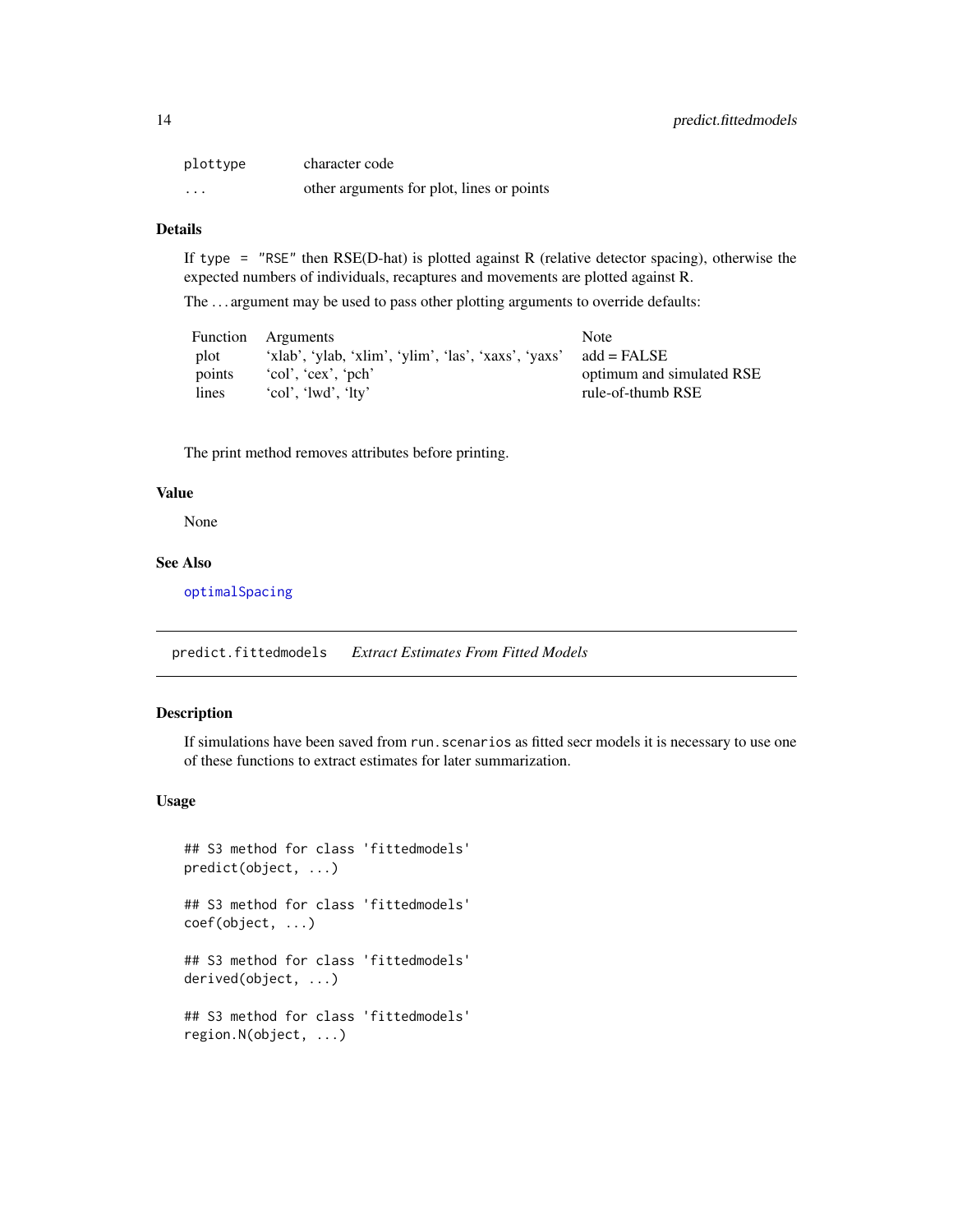| | |
|---|---|
| `plottype` | character code |
| `...` | other arguments for plot, lines or points |

### Details

If `type = "RSE"` then RSE(D-hat) is plotted against R (relative detector spacing), otherwise the expected numbers of individuals, recaptures and movements are plotted against R.

The ... argument may be used to pass other plotting arguments to override defaults:

| Function | Arguments | Note |
|---|---|---|
| plot | 'xlab', 'ylab, 'xlim', 'ylim', 'las', 'xaxs', 'yaxs' | add = FALSE |
| points | 'col', 'cex', 'pch' | optimum and simulated RSE |
| lines | 'col', 'lwd', 'lty' | rule-of-thumb RSE |

The print method removes attributes before printing.

### Value

None

### See Also

optimalSpacing

## predict.fittedmodels *Extract Estimates From Fitted Models*

### Description

If simulations have been saved from `run.scenarios` as fitted secr models it is necessary to use one of these functions to extract estimates for later summarization.

### Usage

```
## S3 method for class 'fittedmodels'
predict(object, ...)

## S3 method for class 'fittedmodels'
coef(object, ...)

## S3 method for class 'fittedmodels'
derived(object, ...)

## S3 method for class 'fittedmodels'
region.N(object, ...)
```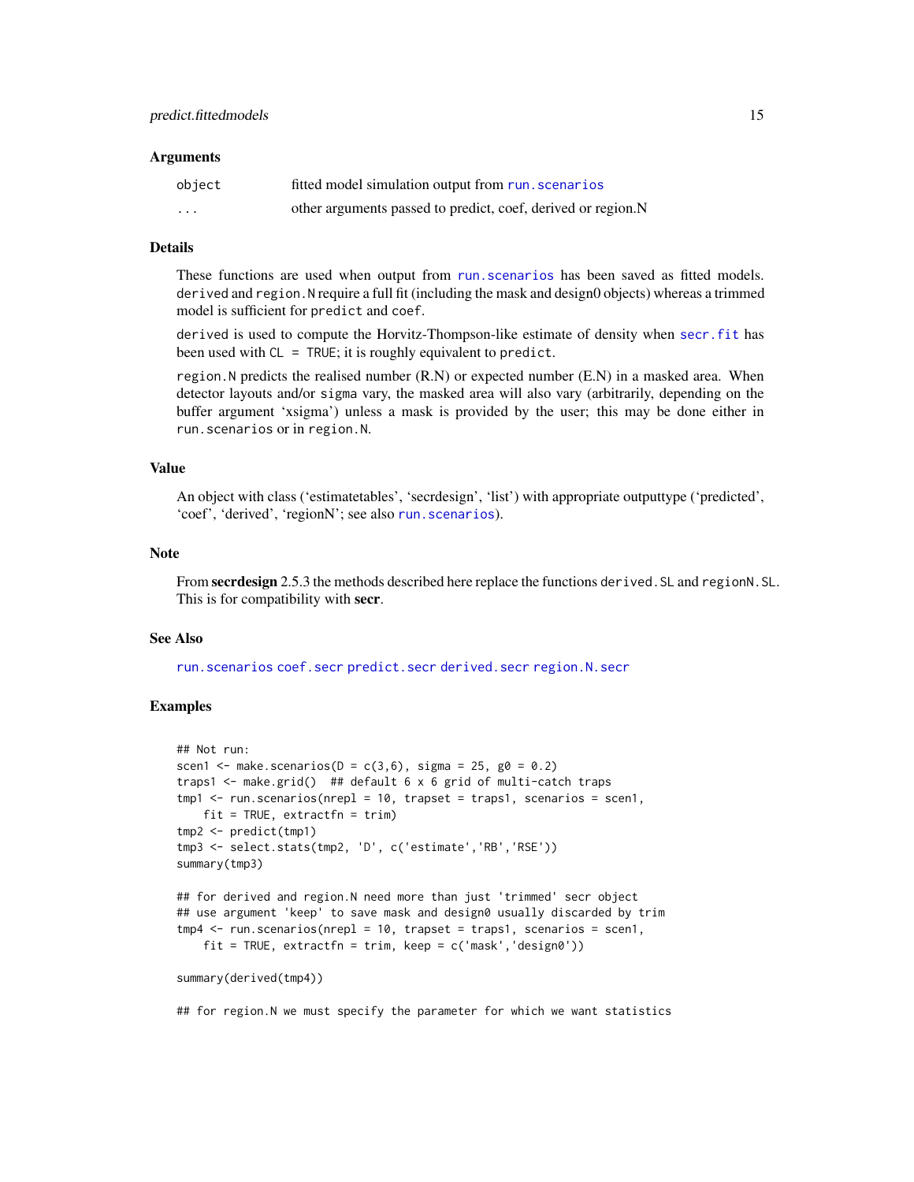### Arguments

| | |
|---|---|
| object | fitted model simulation output from run.scenarios |
| ... | other arguments passed to predict, coef, derived or region.N |

### Details

These functions are used when output from run.scenarios has been saved as fitted models. derived and region.N require a full fit (including the mask and design0 objects) whereas a trimmed model is sufficient for predict and coef.

derived is used to compute the Horvitz-Thompson-like estimate of density when secr.fit has been used with CL = TRUE; it is roughly equivalent to predict.

region.N predicts the realised number (R.N) or expected number (E.N) in a masked area. When detector layouts and/or sigma vary, the masked area will also vary (arbitrarily, depending on the buffer argument 'xsigma') unless a mask is provided by the user; this may be done either in run.scenarios or in region.N.

### Value

An object with class ('estimatetables', 'secrdesign', 'list') with appropriate outputtype ('predicted', 'coef', 'derived', 'regionN'; see also run.scenarios).

### Note

From **secrdesign** 2.5.3 the methods described here replace the functions derived.SL and regionN.SL. This is for compatibility with **secr**.

### See Also

run.scenarios coef.secr predict.secr derived.secr region.N.secr

### Examples

```
## Not run:
scen1 <- make.scenarios(D = c(3,6), sigma = 25, g0 = 0.2)
traps1 <- make.grid()  ## default 6 x 6 grid of multi-catch traps
tmp1 <- run.scenarios(nrepl = 10, trapset = traps1, scenarios = scen1,
    fit = TRUE, extractfn = trim)
tmp2 <- predict(tmp1)
tmp3 <- select.stats(tmp2, 'D', c('estimate','RB','RSE'))
summary(tmp3)

## for derived and region.N need more than just 'trimmed' secr object
## use argument 'keep' to save mask and design0 usually discarded by trim
tmp4 <- run.scenarios(nrepl = 10, trapset = traps1, scenarios = scen1,
    fit = TRUE, extractfn = trim, keep = c('mask','design0'))

summary(derived(tmp4))

## for region.N we must specify the parameter for which we want statistics
```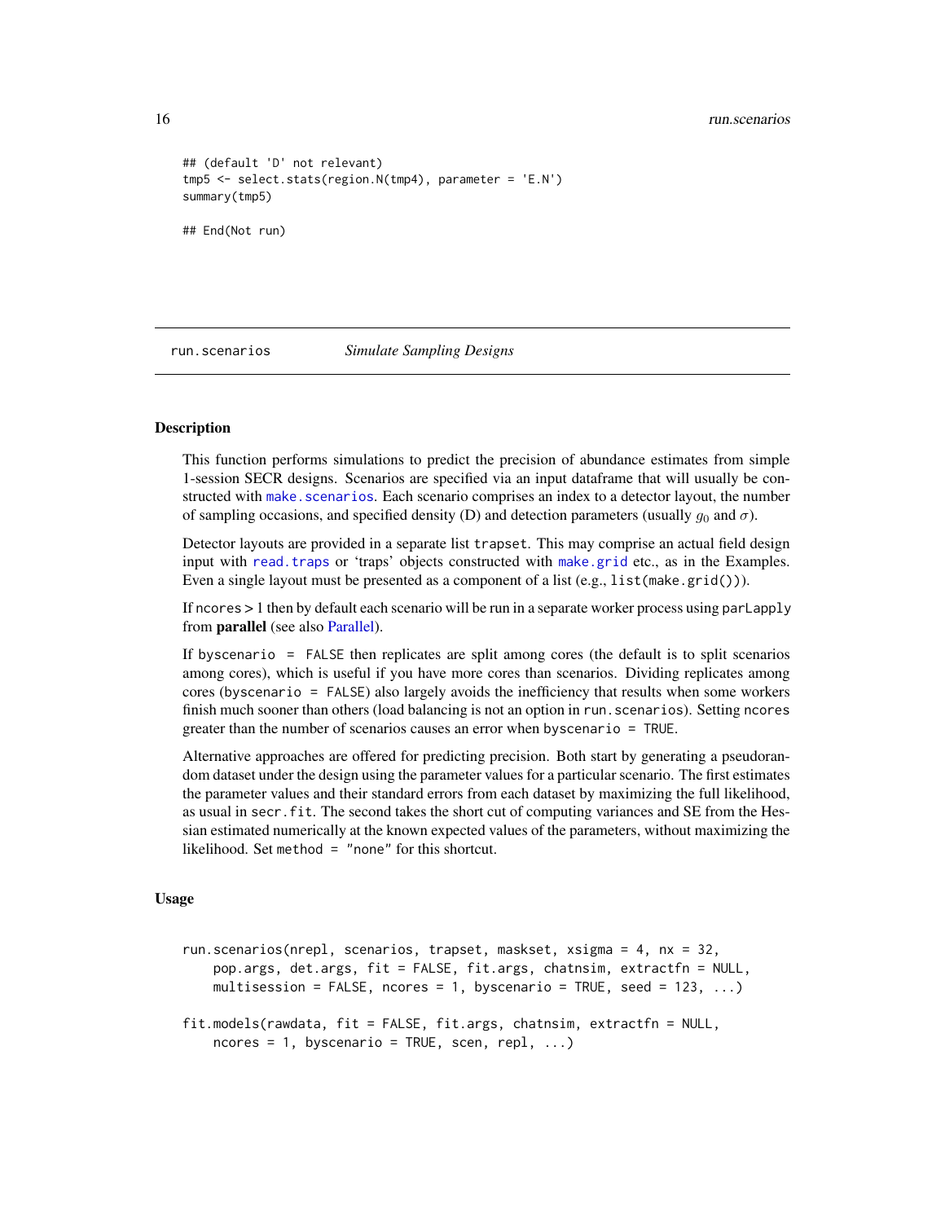```
## (default 'D' not relevant)
tmp5 <- select.stats(region.N(tmp4), parameter = 'E.N')
summary(tmp5)

## End(Not run)
```

## run.scenarios *Simulate Sampling Designs*

### Description

This function performs simulations to predict the precision of abundance estimates from simple 1-session SECR designs. Scenarios are specified via an input dataframe that will usually be constructed with make.scenarios. Each scenario comprises an index to a detector layout, the number of sampling occasions, and specified density (D) and detection parameters (usually $g_0$ and $\sigma$).

Detector layouts are provided in a separate list trapset. This may comprise an actual field design input with read.traps or 'traps' objects constructed with make.grid etc., as in the Examples. Even a single layout must be presented as a component of a list (e.g., list(make.grid())).

If ncores > 1 then by default each scenario will be run in a separate worker process using parLapply from **parallel** (see also Parallel).

If byscenario = FALSE then replicates are split among cores (the default is to split scenarios among cores), which is useful if you have more cores than scenarios. Dividing replicates among cores (byscenario = FALSE) also largely avoids the inefficiency that results when some workers finish much sooner than others (load balancing is not an option in run.scenarios). Setting ncores greater than the number of scenarios causes an error when byscenario = TRUE.

Alternative approaches are offered for predicting precision. Both start by generating a pseudorandom dataset under the design using the parameter values for a particular scenario. The first estimates the parameter values and their standard errors from each dataset by maximizing the full likelihood, as usual in secr.fit. The second takes the short cut of computing variances and SE from the Hessian estimated numerically at the known expected values of the parameters, without maximizing the likelihood. Set method = "none" for this shortcut.

### Usage

```
run.scenarios(nrepl, scenarios, trapset, maskset, xsigma = 4, nx = 32,
    pop.args, det.args, fit = FALSE, fit.args, chatnsim, extractfn = NULL,
    multisession = FALSE, ncores = 1, byscenario = TRUE, seed = 123, ...)

fit.models(rawdata, fit = FALSE, fit.args, chatnsim, extractfn = NULL,
    ncores = 1, byscenario = TRUE, scen, repl, ...)
```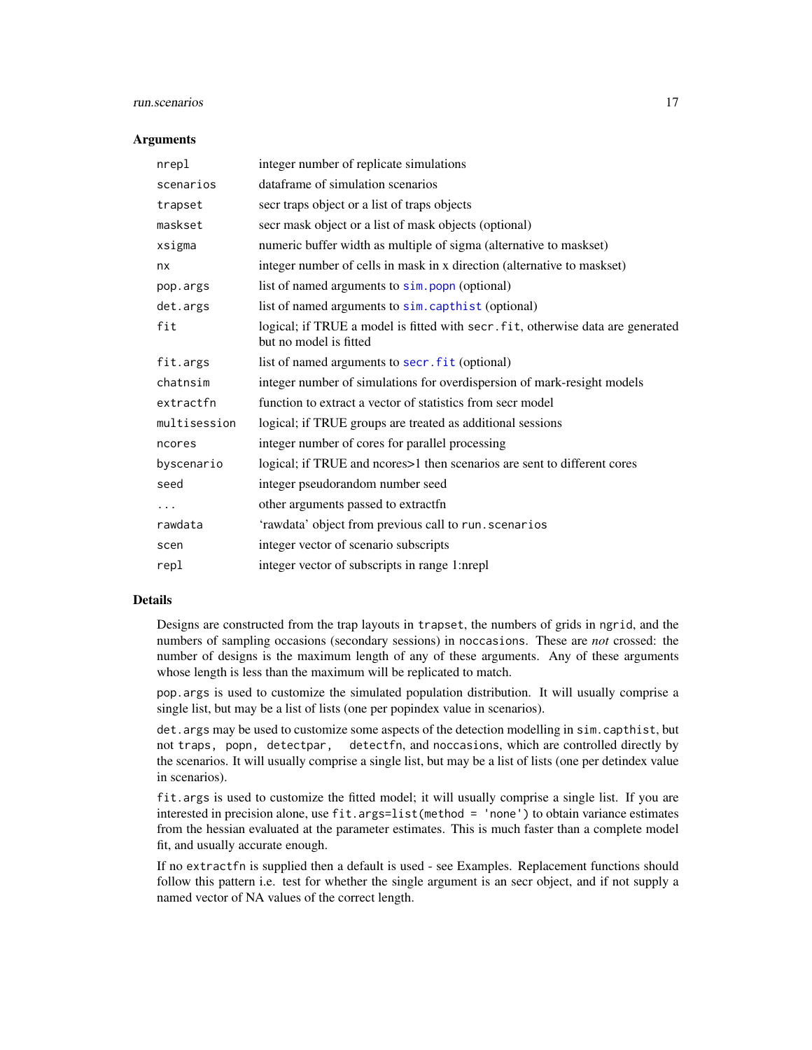### Arguments

| | |
|---|---|
| `nrepl` | integer number of replicate simulations |
| `scenarios` | dataframe of simulation scenarios |
| `trapset` | secr traps object or a list of traps objects |
| `maskset` | secr mask object or a list of mask objects (optional) |
| `xsigma` | numeric buffer width as multiple of sigma (alternative to maskset) |
| `nx` | integer number of cells in mask in x direction (alternative to maskset) |
| `pop.args` | list of named arguments to `sim.popn` (optional) |
| `det.args` | list of named arguments to `sim.capthist` (optional) |
| `fit` | logical; if TRUE a model is fitted with `secr.fit`, otherwise data are generated but no model is fitted |
| `fit.args` | list of named arguments to `secr.fit` (optional) |
| `chatnsim` | integer number of simulations for overdispersion of mark-resight models |
| `extractfn` | function to extract a vector of statistics from secr model |
| `multisession` | logical; if TRUE groups are treated as additional sessions |
| `ncores` | integer number of cores for parallel processing |
| `byscenario` | logical; if TRUE and ncores>1 then scenarios are sent to different cores |
| `seed` | integer pseudorandom number seed |
| `...` | other arguments passed to extractfn |
| `rawdata` | 'rawdata' object from previous call to `run.scenarios` |
| `scen` | integer vector of scenario subscripts |
| `repl` | integer vector of subscripts in range 1:nrepl |

### Details

Designs are constructed from the trap layouts in `trapset`, the numbers of grids in `ngrid`, and the numbers of sampling occasions (secondary sessions) in `noccasions`. These are *not* crossed: the number of designs is the maximum length of any of these arguments. Any of these arguments whose length is less than the maximum will be replicated to match.

`pop.args` is used to customize the simulated population distribution. It will usually comprise a single list, but may be a list of lists (one per popindex value in scenarios).

`det.args` may be used to customize some aspects of the detection modelling in `sim.capthist`, but not `traps, popn, detectpar, detectfn`, and `noccasions`, which are controlled directly by the scenarios. It will usually comprise a single list, but may be a list of lists (one per detindex value in scenarios).

`fit.args` is used to customize the fitted model; it will usually comprise a single list. If you are interested in precision alone, use `fit.args=list(method = 'none')` to obtain variance estimates from the hessian evaluated at the parameter estimates. This is much faster than a complete model fit, and usually accurate enough.

If no `extractfn` is supplied then a default is used - see Examples. Replacement functions should follow this pattern i.e. test for whether the single argument is an secr object, and if not supply a named vector of NA values of the correct length.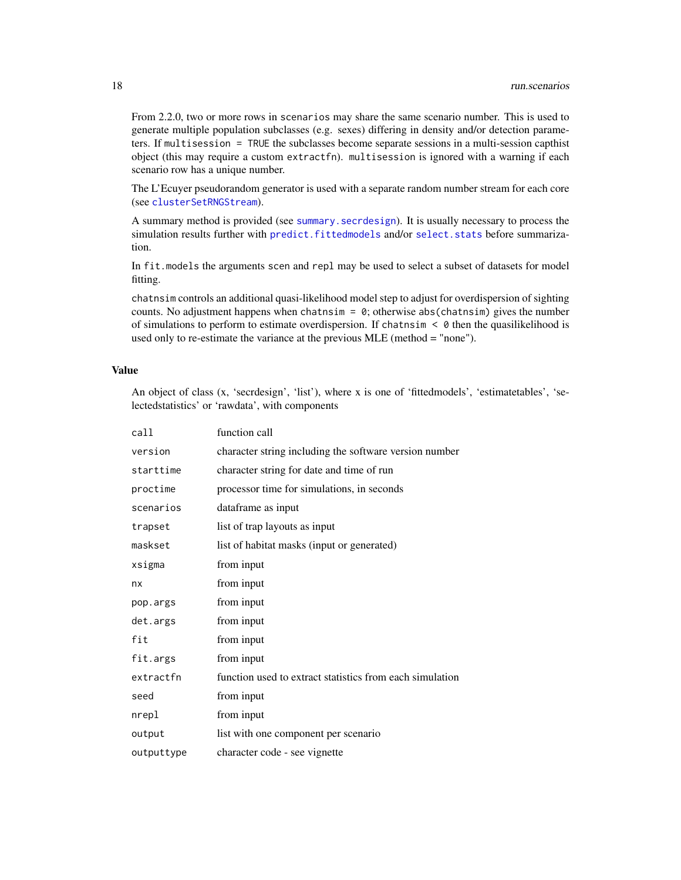From 2.2.0, two or more rows in `scenarios` may share the same scenario number. This is used to generate multiple population subclasses (e.g. sexes) differing in density and/or detection parameters. If `multisession = TRUE` the subclasses become separate sessions in a multi-session capthist object (this may require a custom `extractfn`). `multisession` is ignored with a warning if each scenario row has a unique number.

The L'Ecuyer pseudorandom generator is used with a separate random number stream for each core (see `clusterSetRNGStream`).

A summary method is provided (see `summary.secrdesign`). It is usually necessary to process the simulation results further with `predict.fittedmodels` and/or `select.stats` before summarization.

In `fit.models` the arguments `scen` and `repl` may be used to select a subset of datasets for model fitting.

`chatnsim` controls an additional quasi-likelihood model step to adjust for overdispersion of sighting counts. No adjustment happens when `chatnsim = 0`; otherwise `abs(chatnsim)` gives the number of simulations to perform to estimate overdispersion. If `chatnsim < 0` then the quasilikelihood is used only to re-estimate the variance at the previous MLE (method = "none").

## Value

An object of class (x, 'secrdesign', 'list'), where x is one of 'fittedmodels', 'estimatetables', 'selectedstatistics' or 'rawdata', with components

| | |
|---|---|
| `call` | function call |
| `version` | character string including the software version number |
| `starttime` | character string for date and time of run |
| `proctime` | processor time for simulations, in seconds |
| `scenarios` | dataframe as input |
| `trapset` | list of trap layouts as input |
| `maskset` | list of habitat masks (input or generated) |
| `xsigma` | from input |
| `nx` | from input |
| `pop.args` | from input |
| `det.args` | from input |
| `fit` | from input |
| `fit.args` | from input |
| `extractfn` | function used to extract statistics from each simulation |
| `seed` | from input |
| `nrepl` | from input |
| `output` | list with one component per scenario |
| `outputtype` | character code - see vignette |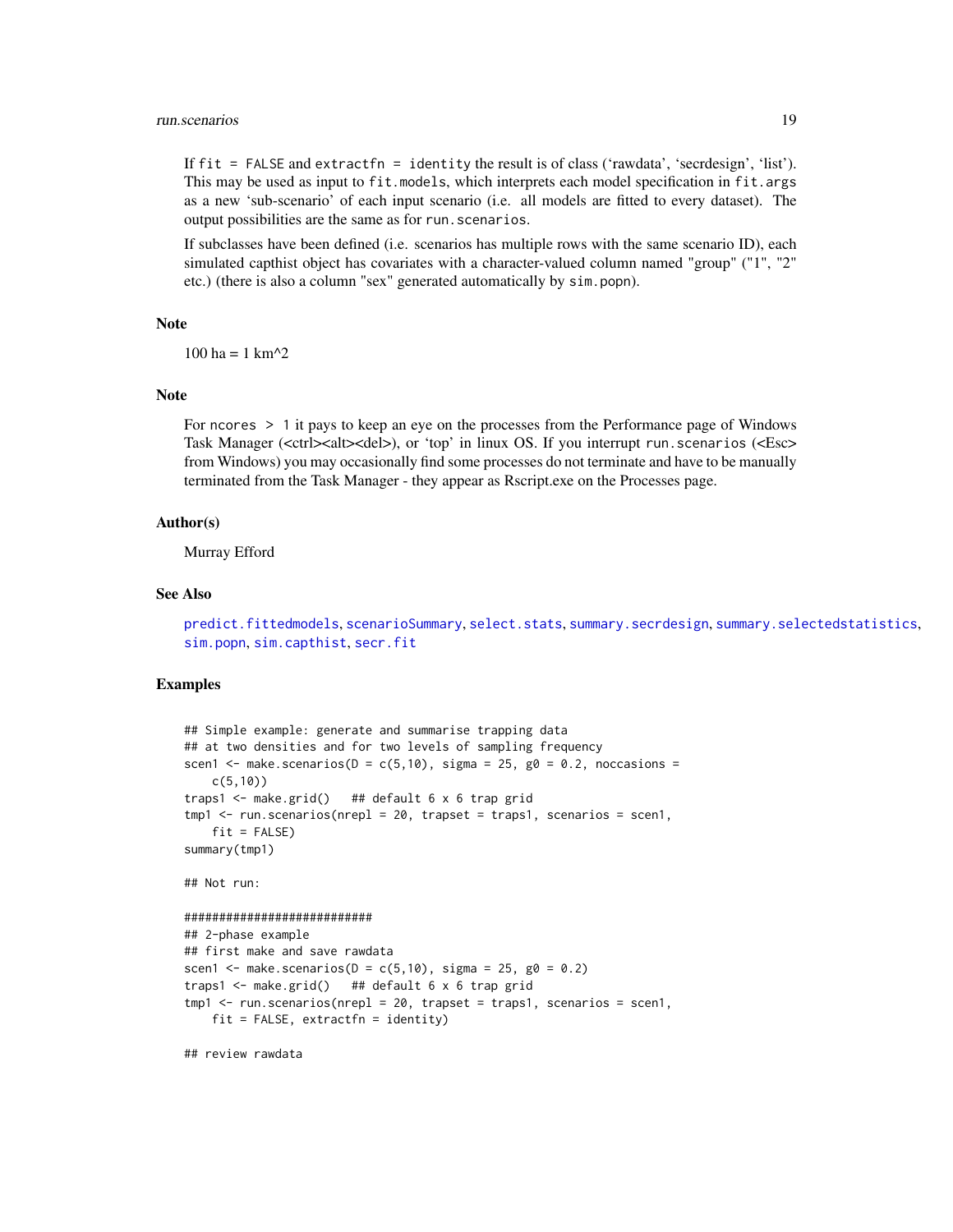If `fit = FALSE` and `extractfn = identity` the result is of class ('rawdata', 'secrdesign', 'list'). This may be used as input to `fit.models`, which interprets each model specification in `fit.args` as a new 'sub-scenario' of each input scenario (i.e. all models are fitted to every dataset). The output possibilities are the same as for `run.scenarios`.

If subclasses have been defined (i.e. scenarios has multiple rows with the same scenario ID), each simulated capthist object has covariates with a character-valued column named "group" ("1", "2" etc.) (there is also a column "sex" generated automatically by `sim.popn`).

## Note

100 ha = 1 km^2

## Note

For `ncores > 1` it pays to keep an eye on the processes from the Performance page of Windows Task Manager (<ctrl><alt><del>), or 'top' in linux OS. If you interrupt `run.scenarios` (<Esc> from Windows) you may occasionally find some processes do not terminate and have to be manually terminated from the Task Manager - they appear as Rscript.exe on the Processes page.

## Author(s)

Murray Efford

## See Also

`predict.fittedmodels`, `scenarioSummary`, `select.stats`, `summary.secrdesign`, `summary.selectedstatistics`, `sim.popn`, `sim.capthist`, `secr.fit`

## Examples

```
## Simple example: generate and summarise trapping data
## at two densities and for two levels of sampling frequency
scen1 <- make.scenarios(D = c(5,10), sigma = 25, g0 = 0.2, noccasions =
    c(5,10))
traps1 <- make.grid()   ## default 6 x 6 trap grid
tmp1 <- run.scenarios(nrepl = 20, trapset = traps1, scenarios = scen1,
    fit = FALSE)
summary(tmp1)

## Not run:

###########################
## 2-phase example
## first make and save rawdata
scen1 <- make.scenarios(D = c(5,10), sigma = 25, g0 = 0.2)
traps1 <- make.grid()   ## default 6 x 6 trap grid
tmp1 <- run.scenarios(nrepl = 20, trapset = traps1, scenarios = scen1,
    fit = FALSE, extractfn = identity)

## review rawdata
```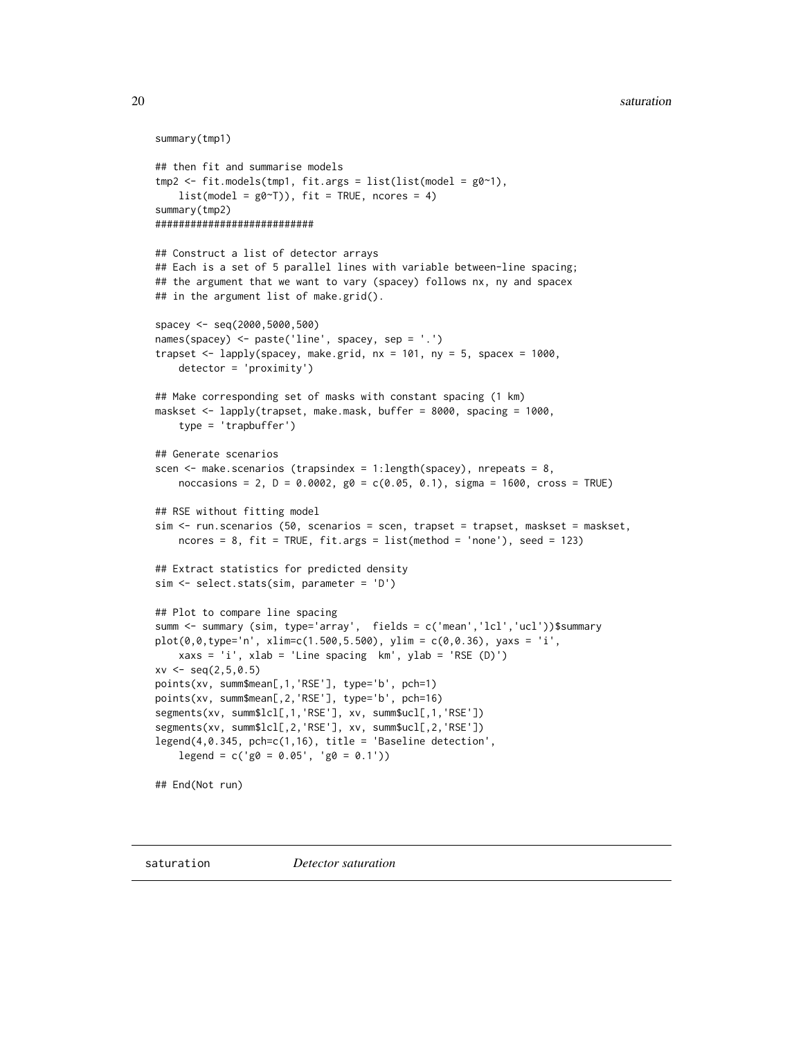```
summary(tmp1)

## then fit and summarise models
tmp2 <- fit.models(tmp1, fit.args = list(list(model = g0~1),
    list(model = g0~T)), fit = TRUE, ncores = 4)
summary(tmp2)
##########################

## Construct a list of detector arrays
## Each is a set of 5 parallel lines with variable between-line spacing;
## the argument that we want to vary (spacey) follows nx, ny and spacex
## in the argument list of make.grid().

spacey <- seq(2000,5000,500)
names(spacey) <- paste('line', spacey, sep = '.')
trapset <- lapply(spacey, make.grid, nx = 101, ny = 5, spacex = 1000,
    detector = 'proximity')

## Make corresponding set of masks with constant spacing (1 km)
maskset <- lapply(trapset, make.mask, buffer = 8000, spacing = 1000,
    type = 'trapbuffer')

## Generate scenarios
scen <- make.scenarios (trapsindex = 1:length(spacey), nrepeats = 8,
    noccasions = 2, D = 0.0002, g0 = c(0.05, 0.1), sigma = 1600, cross = TRUE)

## RSE without fitting model
sim <- run.scenarios (50, scenarios = scen, trapset = trapset, maskset = maskset,
    ncores = 8, fit = TRUE, fit.args = list(method = 'none'), seed = 123)

## Extract statistics for predicted density
sim <- select.stats(sim, parameter = 'D')

## Plot to compare line spacing
summ <- summary (sim, type='array',  fields = c('mean','lcl','ucl'))$summary
plot(0,0,type='n', xlim=c(1.500,5.500), ylim = c(0,0.36), yaxs = 'i',
    xaxs = 'i', xlab = 'Line spacing  km', ylab = 'RSE (D)')
xv <- seq(2,5,0.5)
points(xv, summ$mean[,1,'RSE'], type='b', pch=1)
points(xv, summ$mean[,2,'RSE'], type='b', pch=16)
segments(xv, summ$lcl[,1,'RSE'], xv, summ$ucl[,1,'RSE'])
segments(xv, summ$lcl[,2,'RSE'], xv, summ$ucl[,2,'RSE'])
legend(4,0.345, pch=c(1,16), title = 'Baseline detection',
    legend = c('g0 = 0.05', 'g0 = 0.1'))

## End(Not run)
```

## saturation *Detector saturation*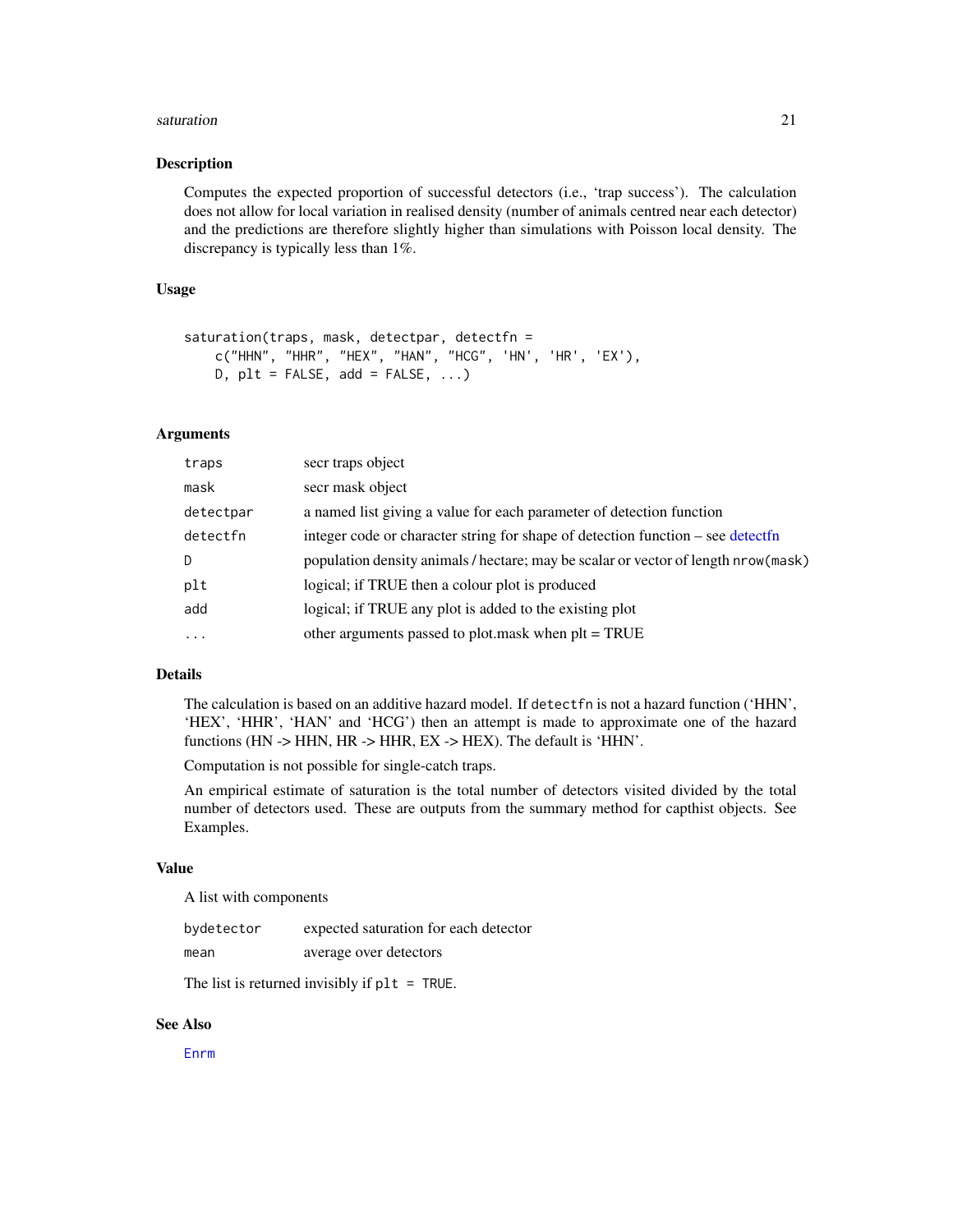## Description

Computes the expected proportion of successful detectors (i.e., 'trap success'). The calculation does not allow for local variation in realised density (number of animals centred near each detector) and the predictions are therefore slightly higher than simulations with Poisson local density. The discrepancy is typically less than 1%.

## Usage

```
saturation(traps, mask, detectpar, detectfn =
    c("HHN", "HHR", "HEX", "HAN", "HCG", 'HN', 'HR', 'EX'),
    D, plt = FALSE, add = FALSE, ...)
```

## Arguments

| | |
|---|---|
| `traps` | secr traps object |
| `mask` | secr mask object |
| `detectpar` | a named list giving a value for each parameter of detection function |
| `detectfn` | integer code or character string for shape of detection function – see detectfn |
| `D` | population density animals / hectare; may be scalar or vector of length `nrow(mask)` |
| `plt` | logical; if TRUE then a colour plot is produced |
| `add` | logical; if TRUE any plot is added to the existing plot |
| `...` | other arguments passed to plot.mask when plt = TRUE |

## Details

The calculation is based on an additive hazard model. If `detectfn` is not a hazard function ('HHN', 'HEX', 'HHR', 'HAN' and 'HCG') then an attempt is made to approximate one of the hazard functions (HN -> HHN, HR -> HHR, EX -> HEX). The default is 'HHN'.

Computation is not possible for single-catch traps.

An empirical estimate of saturation is the total number of detectors visited divided by the total number of detectors used. These are outputs from the summary method for capthist objects. See Examples.

## Value

A list with components

| | |
|---|---|
| `bydetector` | expected saturation for each detector |
| `mean` | average over detectors |

The list is returned invisibly if `plt = TRUE`.

## See Also

`Enrm`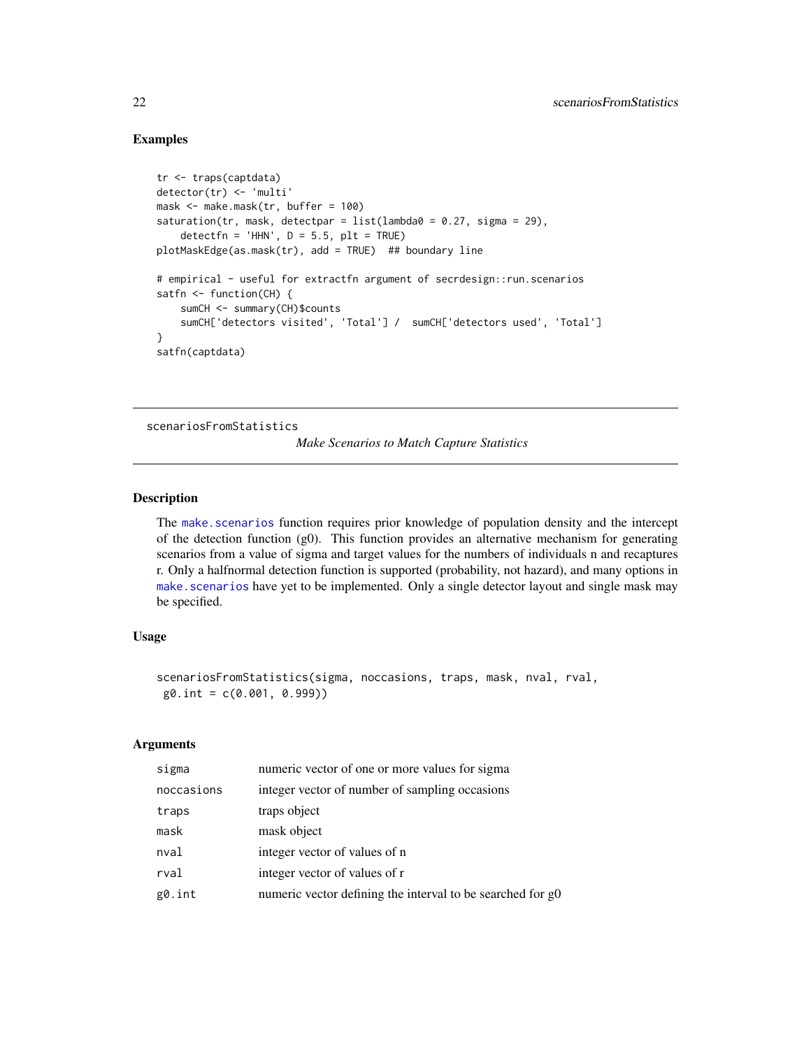## Examples

```
tr <- traps(captdata)
detector(tr) <- 'multi'
mask <- make.mask(tr, buffer = 100)
saturation(tr, mask, detectpar = list(lambda0 = 0.27, sigma = 29),
    detectfn = 'HHN', D = 5.5, plt = TRUE)
plotMaskEdge(as.mask(tr), add = TRUE)  ## boundary line

# empirical - useful for extractfn argument of secrdesign::run.scenarios
satfn <- function(CH) {
    sumCH <- summary(CH)$counts
    sumCH['detectors visited', 'Total'] /  sumCH['detectors used', 'Total']
}
satfn(captdata)
```

---

# scenariosFromStatistics

*Make Scenarios to Match Capture Statistics*

---

## Description

The make.scenarios function requires prior knowledge of population density and the intercept of the detection function (g0). This function provides an alternative mechanism for generating scenarios from a value of sigma and target values for the numbers of individuals n and recaptures r. Only a halfnormal detection function is supported (probability, not hazard), and many options in make.scenarios have yet to be implemented. Only a single detector layout and single mask may be specified.

## Usage

```
scenariosFromStatistics(sigma, noccasions, traps, mask, nval, rval,
 g0.int = c(0.001, 0.999))
```

## Arguments

| | |
|---|---|
| sigma | numeric vector of one or more values for sigma |
| noccasions | integer vector of number of sampling occasions |
| traps | traps object |
| mask | mask object |
| nval | integer vector of values of n |
| rval | integer vector of values of r |
| g0.int | numeric vector defining the interval to be searched for g0 |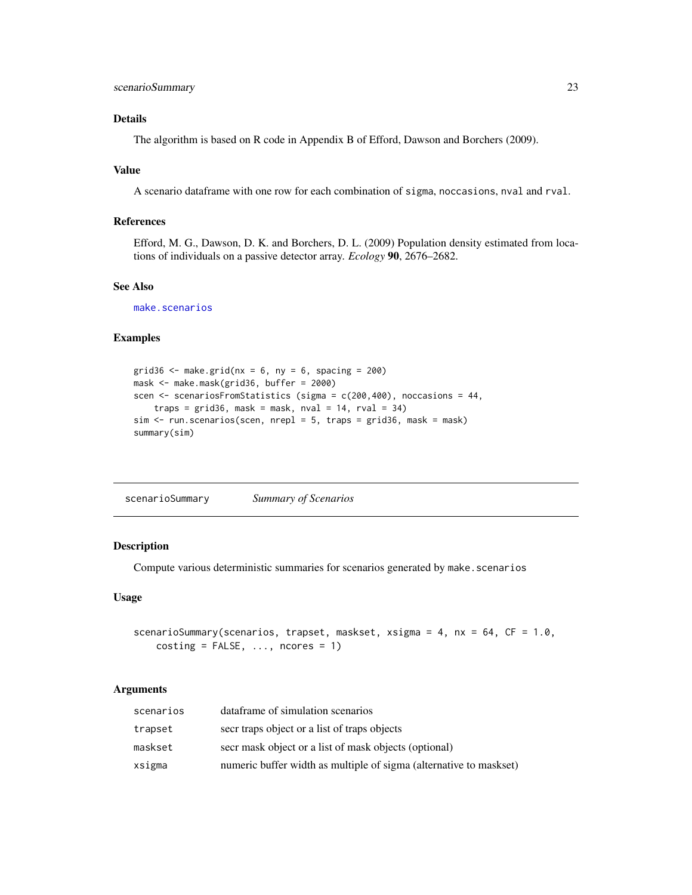## Details

The algorithm is based on R code in Appendix B of Efford, Dawson and Borchers (2009).

## Value

A scenario dataframe with one row for each combination of `sigma`, `noccasions`, `nval` and `rval`.

## References

Efford, M. G., Dawson, D. K. and Borchers, D. L. (2009) Population density estimated from locations of individuals on a passive detector array. *Ecology* **90**, 2676–2682.

## See Also

`make.scenarios`

## Examples

```
grid36 <- make.grid(nx = 6, ny = 6, spacing = 200)
mask <- make.mask(grid36, buffer = 2000)
scen <- scenariosFromStatistics (sigma = c(200,400), noccasions = 44,
    traps = grid36, mask = mask, nval = 14, rval = 34)
sim <- run.scenarios(scen, nrepl = 5, traps = grid36, mask = mask)
summary(sim)
```

---

# scenarioSummary *Summary of Scenarios*

## Description

Compute various deterministic summaries for scenarios generated by `make.scenarios`

## Usage

```
scenarioSummary(scenarios, trapset, maskset, xsigma = 4, nx = 64, CF = 1.0,
    costing = FALSE, ..., ncores = 1)
```

## Arguments

| | |
|---|---|
| scenarios | dataframe of simulation scenarios |
| trapset | secr traps object or a list of traps objects |
| maskset | secr mask object or a list of mask objects (optional) |
| xsigma | numeric buffer width as multiple of sigma (alternative to maskset) |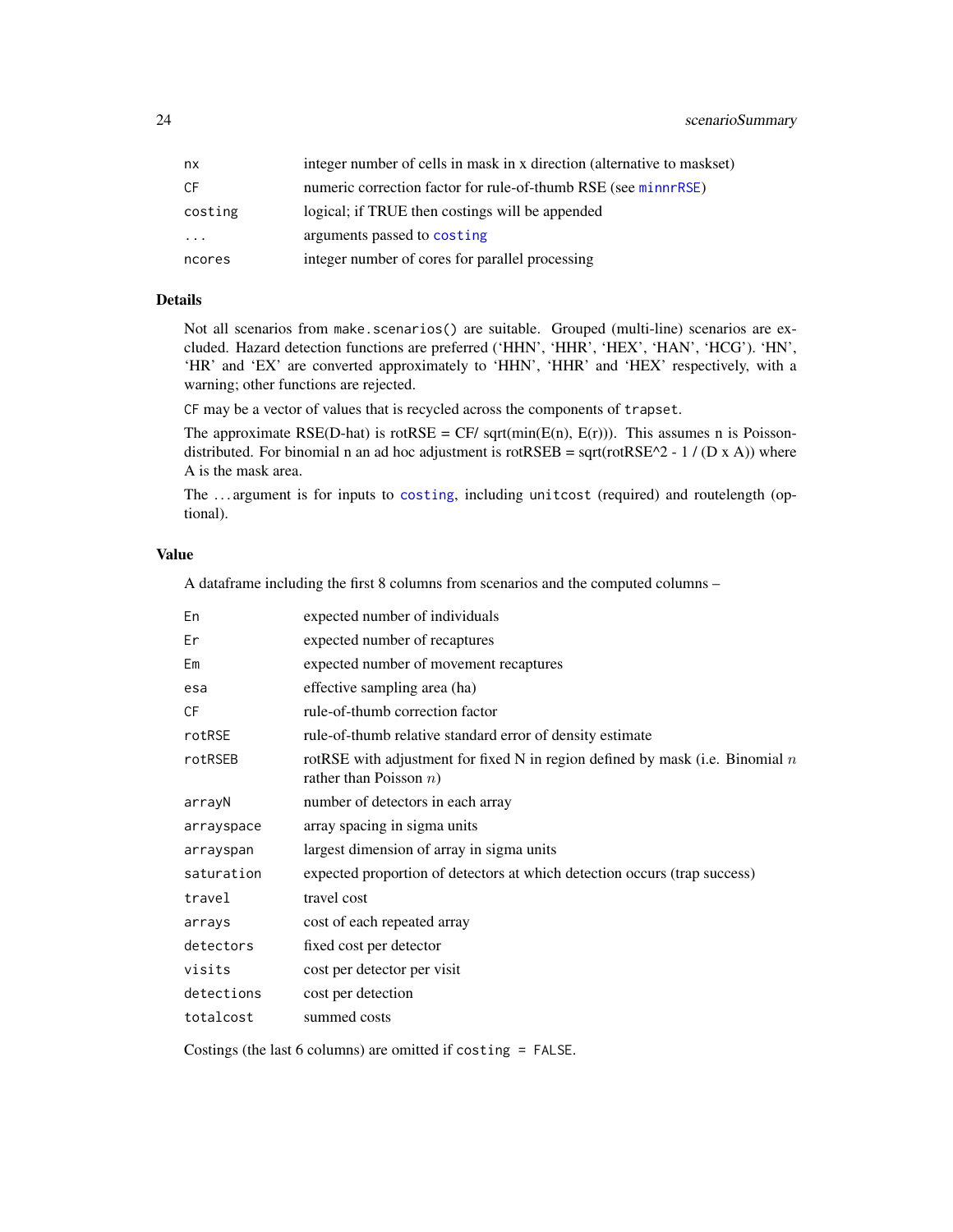| | |
|---|---|
| nx | integer number of cells in mask in x direction (alternative to maskset) |
| CF | numeric correction factor for rule-of-thumb RSE (see minnrRSE) |
| costing | logical; if TRUE then costings will be appended |
| ... | arguments passed to costing |
| ncores | integer number of cores for parallel processing |

## Details

Not all scenarios from `make.scenarios()` are suitable. Grouped (multi-line) scenarios are excluded. Hazard detection functions are preferred ('HHN', 'HHR', 'HEX', 'HAN', 'HCG'). 'HN', 'HR' and 'EX' are converted approximately to 'HHN', 'HHR' and 'HEX' respectively, with a warning; other functions are rejected.

`CF` may be a vector of values that is recycled across the components of `trapset`.

The approximate RSE(D-hat) is rotRSE = CF/ sqrt(min(E(n), E(r))). This assumes n is Poisson-distributed. For binomial n an ad hoc adjustment is rotRSEB = sqrt(rotRSE^2 - 1 / (D x A)) where A is the mask area.

The ... argument is for inputs to costing, including `unitcost` (required) and routelength (optional).

## Value

A dataframe including the first 8 columns from scenarios and the computed columns –

| | |
|---|---|
| En | expected number of individuals |
| Er | expected number of recaptures |
| Em | expected number of movement recaptures |
| esa | effective sampling area (ha) |
| CF | rule-of-thumb correction factor |
| rotRSE | rule-of-thumb relative standard error of density estimate |
| rotRSEB | rotRSE with adjustment for fixed N in region defined by mask (i.e. Binomial $n$ rather than Poisson $n$) |
| arrayN | number of detectors in each array |
| arrayspace | array spacing in sigma units |
| arrayspan | largest dimension of array in sigma units |
| saturation | expected proportion of detectors at which detection occurs (trap success) |
| travel | travel cost |
| arrays | cost of each repeated array |
| detectors | fixed cost per detector |
| visits | cost per detector per visit |
| detections | cost per detection |
| totalcost | summed costs |

Costings (the last 6 columns) are omitted if `costing = FALSE`.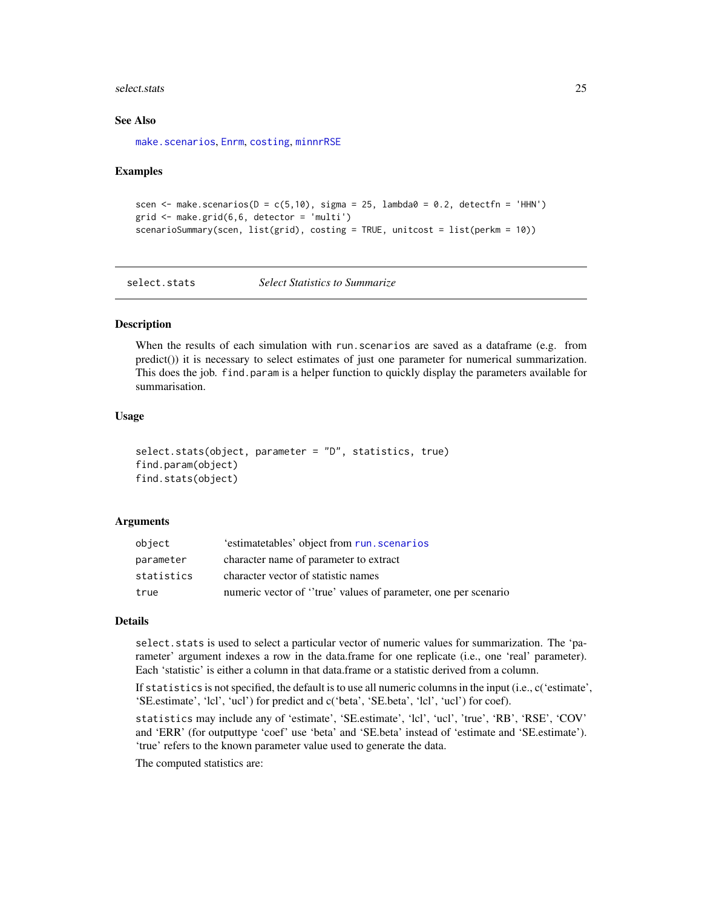### See Also

make.scenarios, Enrm, costing, minnrRSE

### Examples

```
scen <- make.scenarios(D = c(5,10), sigma = 25, lambda0 = 0.2, detectfn = 'HHN')
grid <- make.grid(6,6, detector = 'multi')
scenarioSummary(scen, list(grid), costing = TRUE, unitcost = list(perkm = 10))
```

---

## select.stats *Select Statistics to Summarize*

### Description

When the results of each simulation with `run.scenarios` are saved as a dataframe (e.g. from predict()) it is necessary to select estimates of just one parameter for numerical summarization. This does the job. `find.param` is a helper function to quickly display the parameters available for summarisation.

### Usage

```
select.stats(object, parameter = "D", statistics, true)
find.param(object)
find.stats(object)
```

### Arguments

| | |
|---|---|
| `object` | 'estimatetables' object from `run.scenarios` |
| `parameter` | character name of parameter to extract |
| `statistics` | character vector of statistic names |
| `true` | numeric vector of ''true' values of parameter, one per scenario |

### Details

`select.stats` is used to select a particular vector of numeric values for summarization. The 'parameter' argument indexes a row in the data.frame for one replicate (i.e., one 'real' parameter). Each 'statistic' is either a column in that data.frame or a statistic derived from a column.

If `statistics` is not specified, the default is to use all numeric columns in the input (i.e., c('estimate', 'SE.estimate', 'lcl', 'ucl') for predict and c('beta', 'SE.beta', 'lcl', 'ucl') for coef).

`statistics` may include any of 'estimate', 'SE.estimate', 'lcl', 'ucl', 'true', 'RB', 'RSE', 'COV' and 'ERR' (for outputtype 'coef' use 'beta' and 'SE.beta' instead of 'estimate and 'SE.estimate'). 'true' refers to the known parameter value used to generate the data.

The computed statistics are: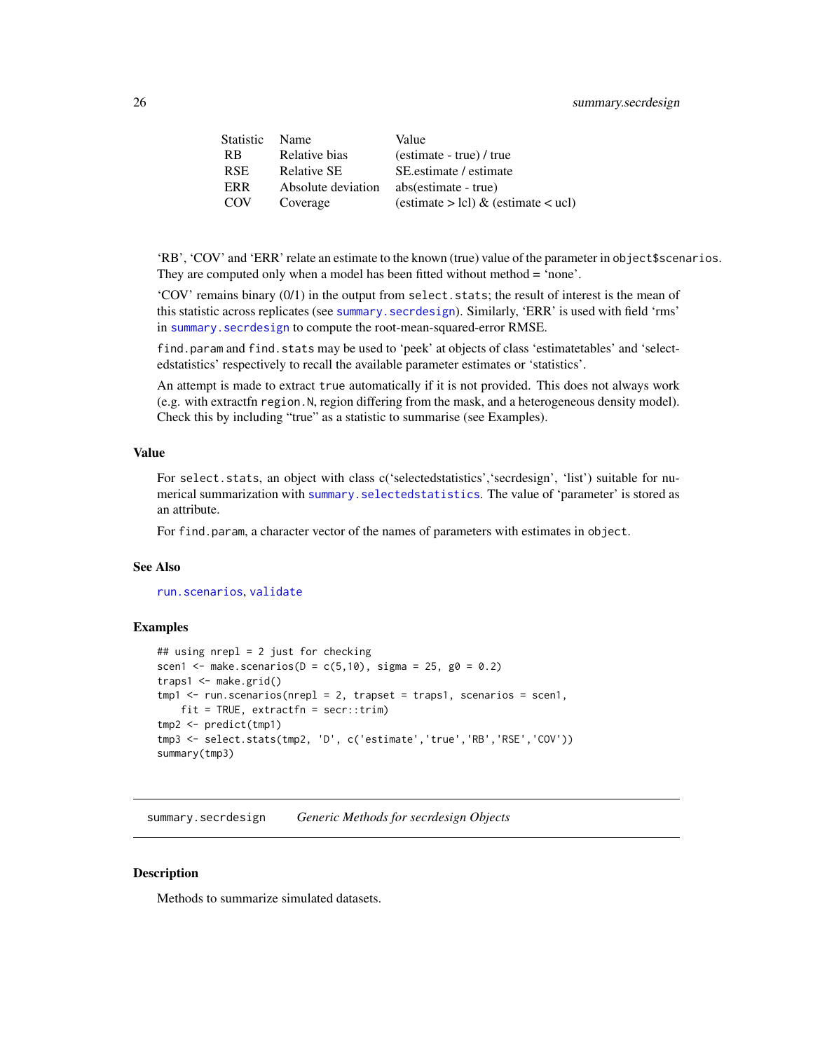| Statistic | Name | Value |
|---|---|---|
| RB | Relative bias | (estimate - true) / true |
| RSE | Relative SE | SE.estimate / estimate |
| ERR | Absolute deviation | abs(estimate - true) |
| COV | Coverage | (estimate > lcl) & (estimate < ucl) |

'RB', 'COV' and 'ERR' relate an estimate to the known (true) value of the parameter in `object$scenarios`. They are computed only when a model has been fitted without method = 'none'.

'COV' remains binary (0/1) in the output from `select.stats`; the result of interest is the mean of this statistic across replicates (see `summary.secrdesign`). Similarly, 'ERR' is used with field 'rms' in `summary.secrdesign` to compute the root-mean-squared-error RMSE.

`find.param` and `find.stats` may be used to 'peek' at objects of class 'estimatetables' and 'selectedstatistics' respectively to recall the available parameter estimates or 'statistics'.

An attempt is made to extract `true` automatically if it is not provided. This does not always work (e.g. with extractfn `region.N`, region differing from the mask, and a heterogeneous density model). Check this by including "true" as a statistic to summarise (see Examples).

### Value

For `select.stats`, an object with class c('selectedstatistics','secrdesign', 'list') suitable for numerical summarization with `summary.selectedstatistics`. The value of 'parameter' is stored as an attribute.

For `find.param`, a character vector of the names of parameters with estimates in `object`.

### See Also

`run.scenarios`, `validate`

### Examples

```
## using nrepl = 2 just for checking
scen1 <- make.scenarios(D = c(5,10), sigma = 25, g0 = 0.2)
traps1 <- make.grid()
tmp1 <- run.scenarios(nrepl = 2, trapset = traps1, scenarios = scen1,
    fit = TRUE, extractfn = secr::trim)
tmp2 <- predict(tmp1)
tmp3 <- select.stats(tmp2, 'D', c('estimate','true','RB','RSE','COV'))
summary(tmp3)
```

---

## summary.secrdesign *Generic Methods for secrdesign Objects*

### Description

Methods to summarize simulated datasets.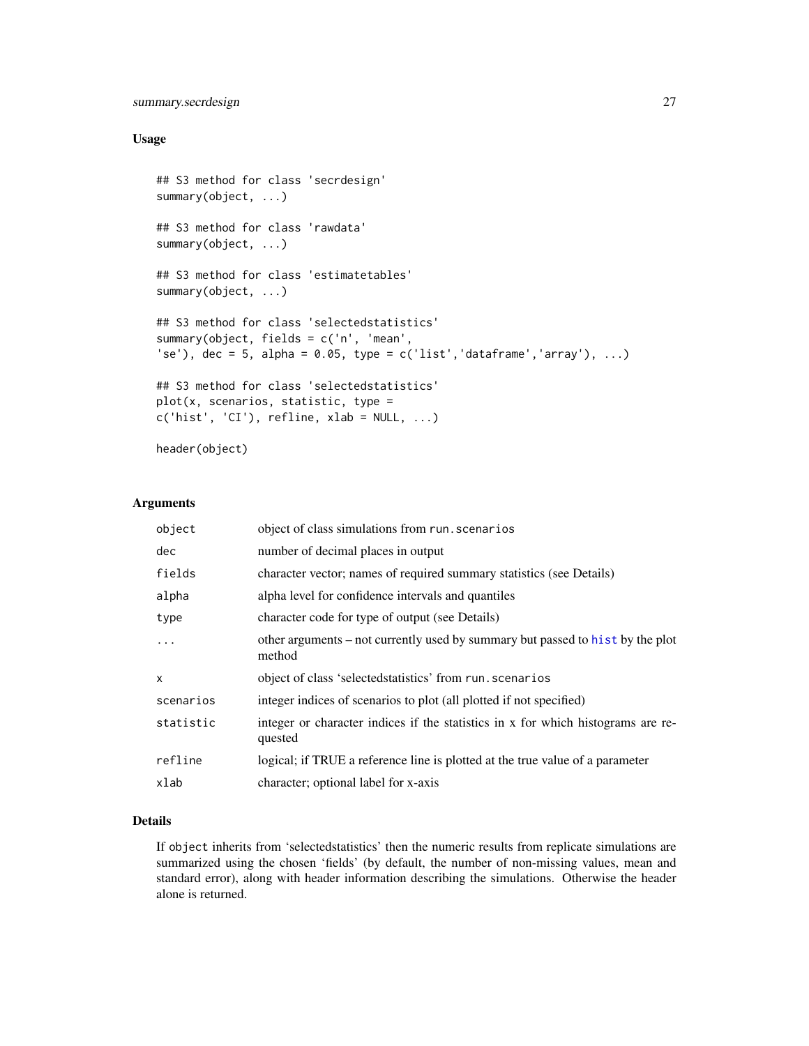### Usage

```
## S3 method for class 'secrdesign'
summary(object, ...)

## S3 method for class 'rawdata'
summary(object, ...)

## S3 method for class 'estimatetables'
summary(object, ...)

## S3 method for class 'selectedstatistics'
summary(object, fields = c('n', 'mean',
'se'), dec = 5, alpha = 0.05, type = c('list','dataframe','array'), ...)

## S3 method for class 'selectedstatistics'
plot(x, scenarios, statistic, type =
c('hist', 'CI'), refline, xlab = NULL, ...)

header(object)
```

### Arguments

| | |
|---|---|
| `object` | object of class simulations from `run.scenarios` |
| `dec` | number of decimal places in output |
| `fields` | character vector; names of required summary statistics (see Details) |
| `alpha` | alpha level for confidence intervals and quantiles |
| `type` | character code for type of output (see Details) |
| `...` | other arguments – not currently used by summary but passed to `hist` by the plot method |
| `x` | object of class 'selectedstatistics' from `run.scenarios` |
| `scenarios` | integer indices of scenarios to plot (all plotted if not specified) |
| `statistic` | integer or character indices if the statistics in x for which histograms are requested |
| `refline` | logical; if TRUE a reference line is plotted at the true value of a parameter |
| `xlab` | character; optional label for x-axis |

### Details

If `object` inherits from 'selectedstatistics' then the numeric results from replicate simulations are summarized using the chosen 'fields' (by default, the number of non-missing values, mean and standard error), along with header information describing the simulations. Otherwise the header alone is returned.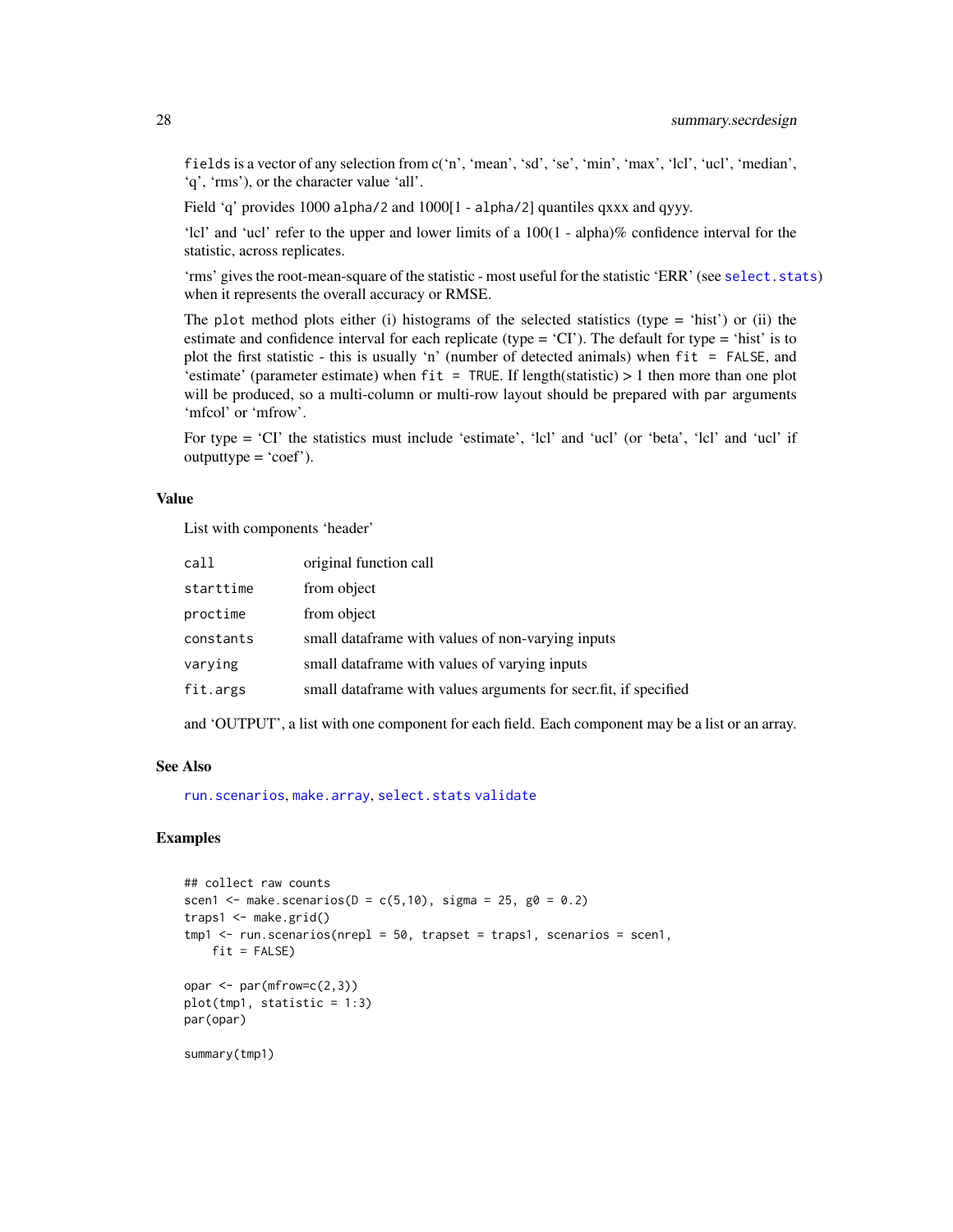`fields` is a vector of any selection from c('n', 'mean', 'sd', 'se', 'min', 'max', 'lcl', 'ucl', 'median', 'q', 'rms'), or the character value 'all'.

Field 'q' provides 1000 `alpha/2` and 1000[1 - `alpha/2`] quantiles qxxx and qyyy.

'lcl' and 'ucl' refer to the upper and lower limits of a 100(1 - alpha)% confidence interval for the statistic, across replicates.

'rms' gives the root-mean-square of the statistic - most useful for the statistic 'ERR' (see `select.stats`) when it represents the overall accuracy or RMSE.

The `plot` method plots either (i) histograms of the selected statistics (type = 'hist') or (ii) the estimate and confidence interval for each replicate (type = 'CI'). The default for type = 'hist' is to plot the first statistic - this is usually 'n' (number of detected animals) when `fit = FALSE`, and 'estimate' (parameter estimate) when `fit = TRUE`. If length(statistic) > 1 then more than one plot will be produced, so a multi-column or multi-row layout should be prepared with `par` arguments 'mfcol' or 'mfrow'.

For type = 'CI' the statistics must include 'estimate', 'lcl' and 'ucl' (or 'beta', 'lcl' and 'ucl' if outputtype = 'coef').

## Value

List with components 'header'

| | |
|---|---|
| `call` | original function call |
| `starttime` | from object |
| `proctime` | from object |
| `constants` | small dataframe with values of non-varying inputs |
| `varying` | small dataframe with values of varying inputs |
| `fit.args` | small dataframe with values arguments for secr.fit, if specified |

and 'OUTPUT', a list with one component for each field. Each component may be a list or an array.

## See Also

`run.scenarios`, `make.array`, `select.stats` `validate`

## Examples

```
## collect raw counts
scen1 <- make.scenarios(D = c(5,10), sigma = 25, g0 = 0.2)
traps1 <- make.grid()
tmp1 <- run.scenarios(nrepl = 50, trapset = traps1, scenarios = scen1,
    fit = FALSE)

opar <- par(mfrow=c(2,3))
plot(tmp1, statistic = 1:3)
par(opar)

summary(tmp1)
```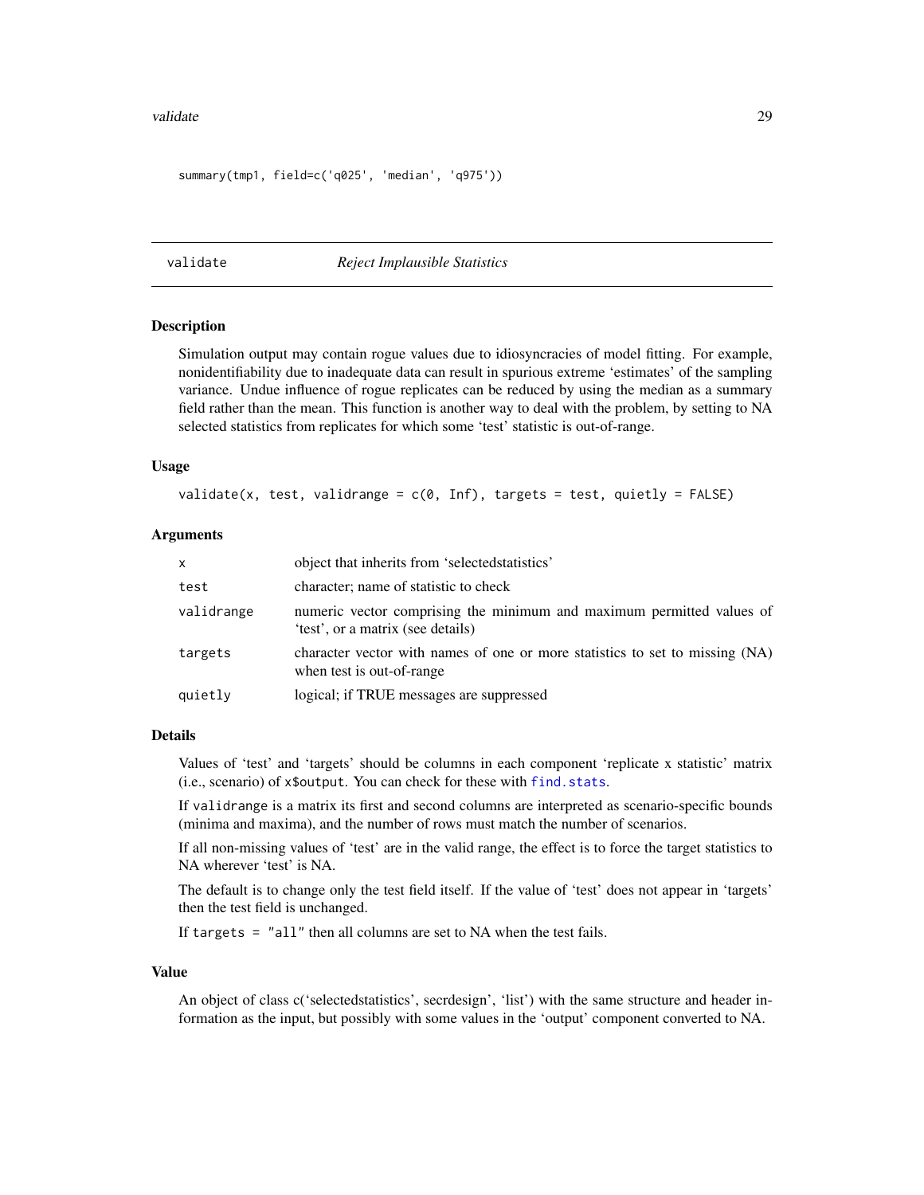```
summary(tmp1, field=c('q025', 'median', 'q975'))
```

---

## validate — *Reject Implausible Statistics*

### Description

Simulation output may contain rogue values due to idiosyncracies of model fitting. For example, nonidentifiability due to inadequate data can result in spurious extreme 'estimates' of the sampling variance. Undue influence of rogue replicates can be reduced by using the median as a summary field rather than the mean. This function is another way to deal with the problem, by setting to NA selected statistics from replicates for which some 'test' statistic is out-of-range.

### Usage

```
validate(x, test, validrange = c(0, Inf), targets = test, quietly = FALSE)
```

### Arguments

| | |
|---|---|
| `x` | object that inherits from 'selectedstatistics' |
| `test` | character; name of statistic to check |
| `validrange` | numeric vector comprising the minimum and maximum permitted values of 'test', or a matrix (see details) |
| `targets` | character vector with names of one or more statistics to set to missing (NA) when test is out-of-range |
| `quietly` | logical; if TRUE messages are suppressed |

### Details

Values of 'test' and 'targets' should be columns in each component 'replicate x statistic' matrix (i.e., scenario) of `x$output`. You can check for these with `find.stats`.

If `validrange` is a matrix its first and second columns are interpreted as scenario-specific bounds (minima and maxima), and the number of rows must match the number of scenarios.

If all non-missing values of 'test' are in the valid range, the effect is to force the target statistics to NA wherever 'test' is NA.

The default is to change only the test field itself. If the value of 'test' does not appear in 'targets' then the test field is unchanged.

If `targets = "all"` then all columns are set to NA when the test fails.

### Value

An object of class c('selectedstatistics', secrdesign', 'list') with the same structure and header information as the input, but possibly with some values in the 'output' component converted to NA.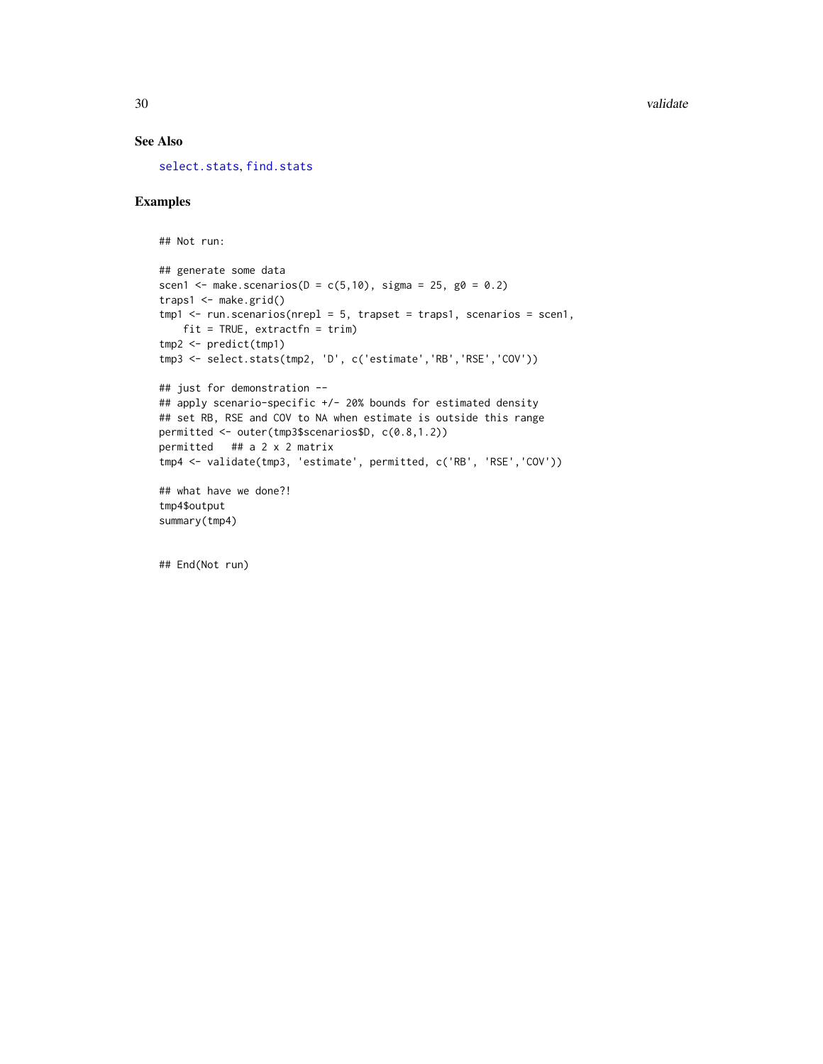## See Also

select.stats, find.stats

## Examples

```
## Not run:

## generate some data
scen1 <- make.scenarios(D = c(5,10), sigma = 25, g0 = 0.2)
traps1 <- make.grid()
tmp1 <- run.scenarios(nrepl = 5, trapset = traps1, scenarios = scen1,
    fit = TRUE, extractfn = trim)
tmp2 <- predict(tmp1)
tmp3 <- select.stats(tmp2, 'D', c('estimate','RB','RSE','COV'))

## just for demonstration --
## apply scenario-specific +/- 20% bounds for estimated density
## set RB, RSE and COV to NA when estimate is outside this range
permitted <- outer(tmp3$scenarios$D, c(0.8,1.2))
permitted   ## a 2 x 2 matrix
tmp4 <- validate(tmp3, 'estimate', permitted, c('RB', 'RSE','COV'))

## what have we done?!
tmp4$output
summary(tmp4)


## End(Not run)
```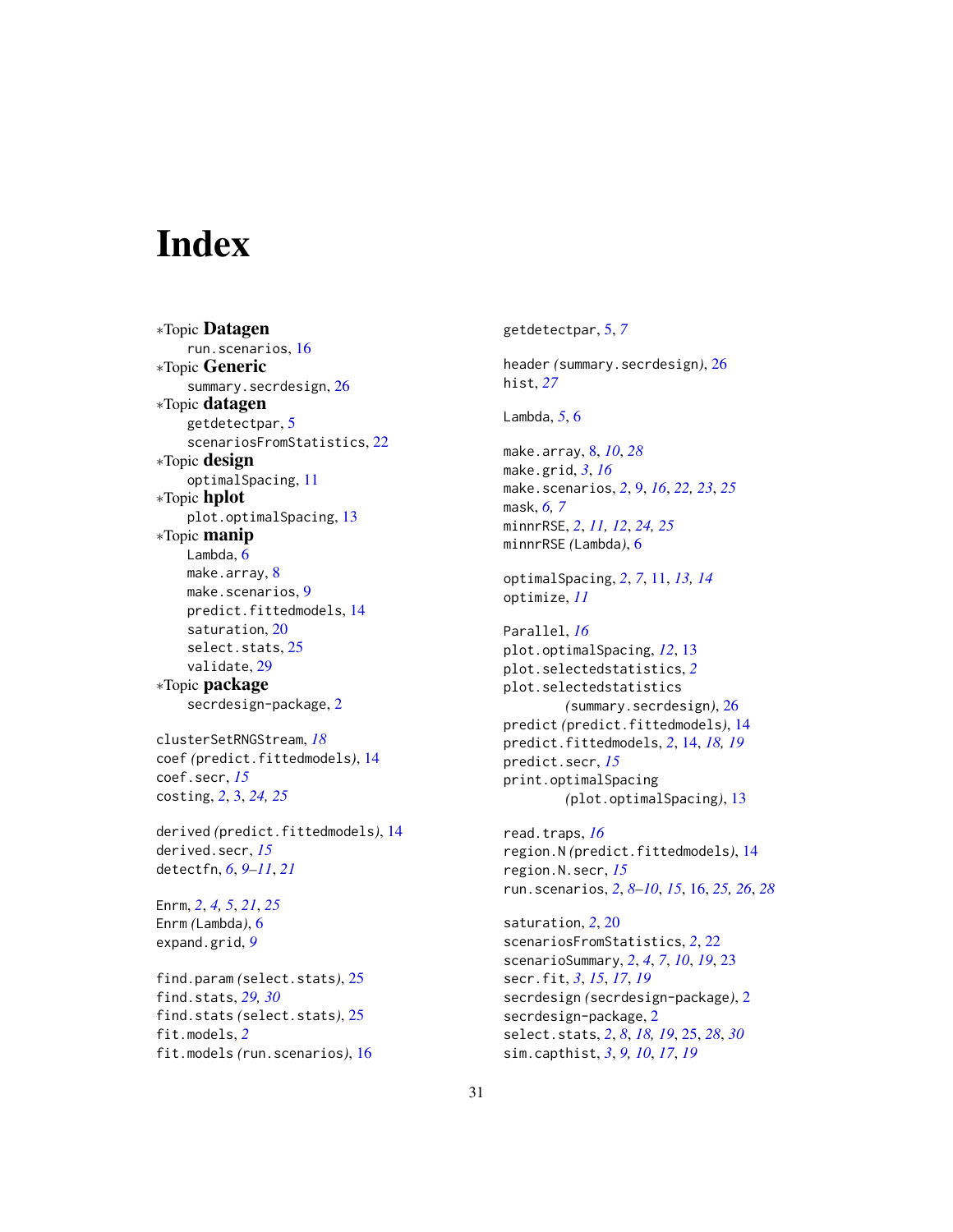# Index

*Topic **Datagen**
  run.scenarios, 16
*Topic **Generic**
  summary.secrdesign, 26
*Topic **datagen**
  getdetectpar, 5
  scenariosFromStatistics, 22
*Topic **design**
  optimalSpacing, 11
*Topic **hplot**
  plot.optimalSpacing, 13
*Topic **manip**
  Lambda, 6
  make.array, 8
  make.scenarios, 9
  predict.fittedmodels, 14
  saturation, 20
  select.stats, 25
  validate, 29
*Topic **package**
  secrdesign-package, 2

clusterSetRNGStream, *18*
coef *(*predict.fittedmodels*)*, 14
coef.secr, *15*
costing, *2*, 3, *24, 25*

derived *(*predict.fittedmodels*)*, 14
derived.secr, *15*
detectfn, *6*, *9–11*, *21*

Enrm, *2*, *4, 5*, *21*, *25*
Enrm *(*Lambda*)*, 6
expand.grid, *9*

find.param *(*select.stats*)*, 25
find.stats, *29, 30*
find.stats *(*select.stats*)*, 25
fit.models, *2*
fit.models *(*run.scenarios*)*, 16

getdetectpar, 5, *7*

header *(*summary.secrdesign*)*, 26
hist, *27*

Lambda, *5*, 6

make.array, 8, *10*, *28*
make.grid, *3*, *16*
make.scenarios, *2*, 9, *16*, *22, 23*, *25*
mask, *6, 7*
minnrRSE, *2*, *11, 12*, *24, 25*
minnrRSE *(*Lambda*)*, 6

optimalSpacing, *2*, *7*, 11, *13, 14*
optimize, *11*

Parallel, *16*
plot.optimalSpacing, *12*, 13
plot.selectedstatistics, *2*
plot.selectedstatistics *(*summary.secrdesign*)*, 26
predict *(*predict.fittedmodels*)*, 14
predict.fittedmodels, *2*, 14, *18, 19*
predict.secr, *15*
print.optimalSpacing *(*plot.optimalSpacing*)*, 13

read.traps, *16*
region.N *(*predict.fittedmodels*)*, 14
region.N.secr, *15*
run.scenarios, *2*, *8–10*, *15*, 16, *25, 26*, *28*

saturation, *2*, 20
scenariosFromStatistics, *2*, 22
scenarioSummary, *2*, *4*, *7*, *10*, *19*, 23
secr.fit, *3*, *15*, *17*, *19*
secrdesign *(*secrdesign-package*)*, 2
secrdesign-package, 2
select.stats, *2*, *8*, *18, 19*, 25, *28*, *30*
sim.capthist, *3*, *9, 10*, *17*, *19*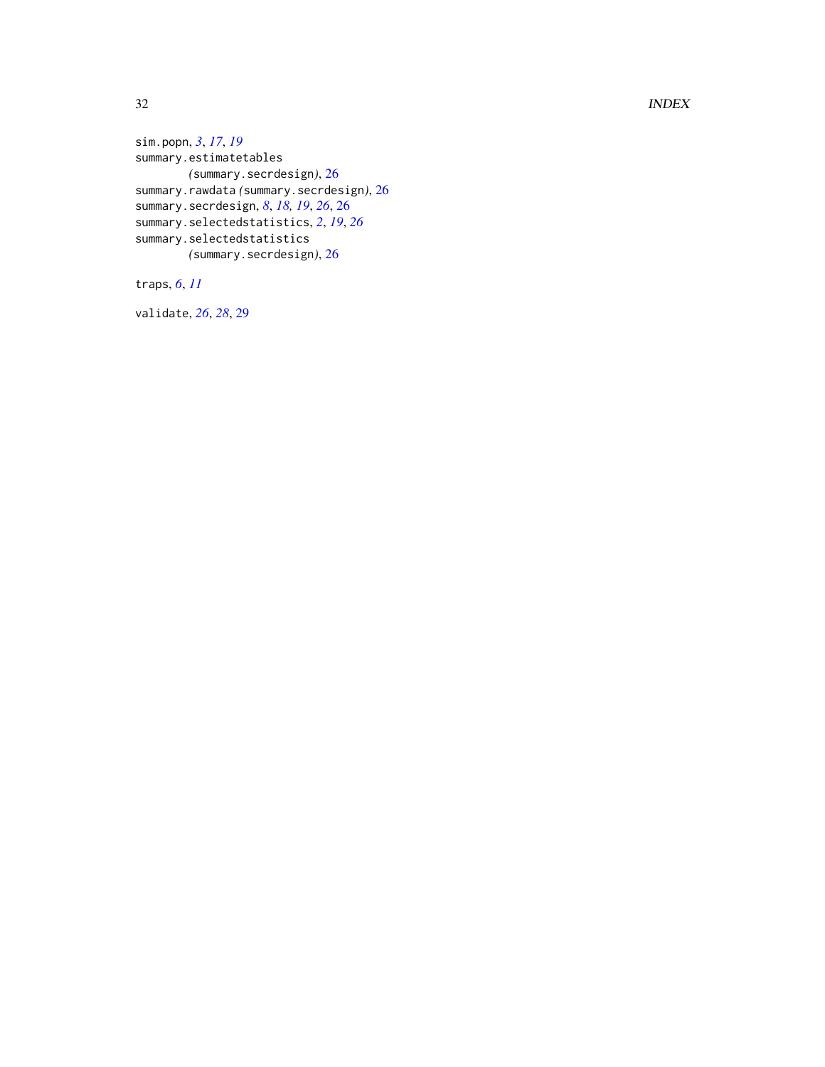sim.popn, *3*, *17*, *19*
summary.estimatetables
  *(*summary.secrdesign*)*, 26
summary.rawdata *(*summary.secrdesign*)*, 26
summary.secrdesign, *8*, *18, 19*, *26*, 26
summary.selectedstatistics, *2*, *19*, *26*
summary.selectedstatistics
  *(*summary.secrdesign*)*, 26

traps, *6*, *11*

validate, *26*, *28*, 29